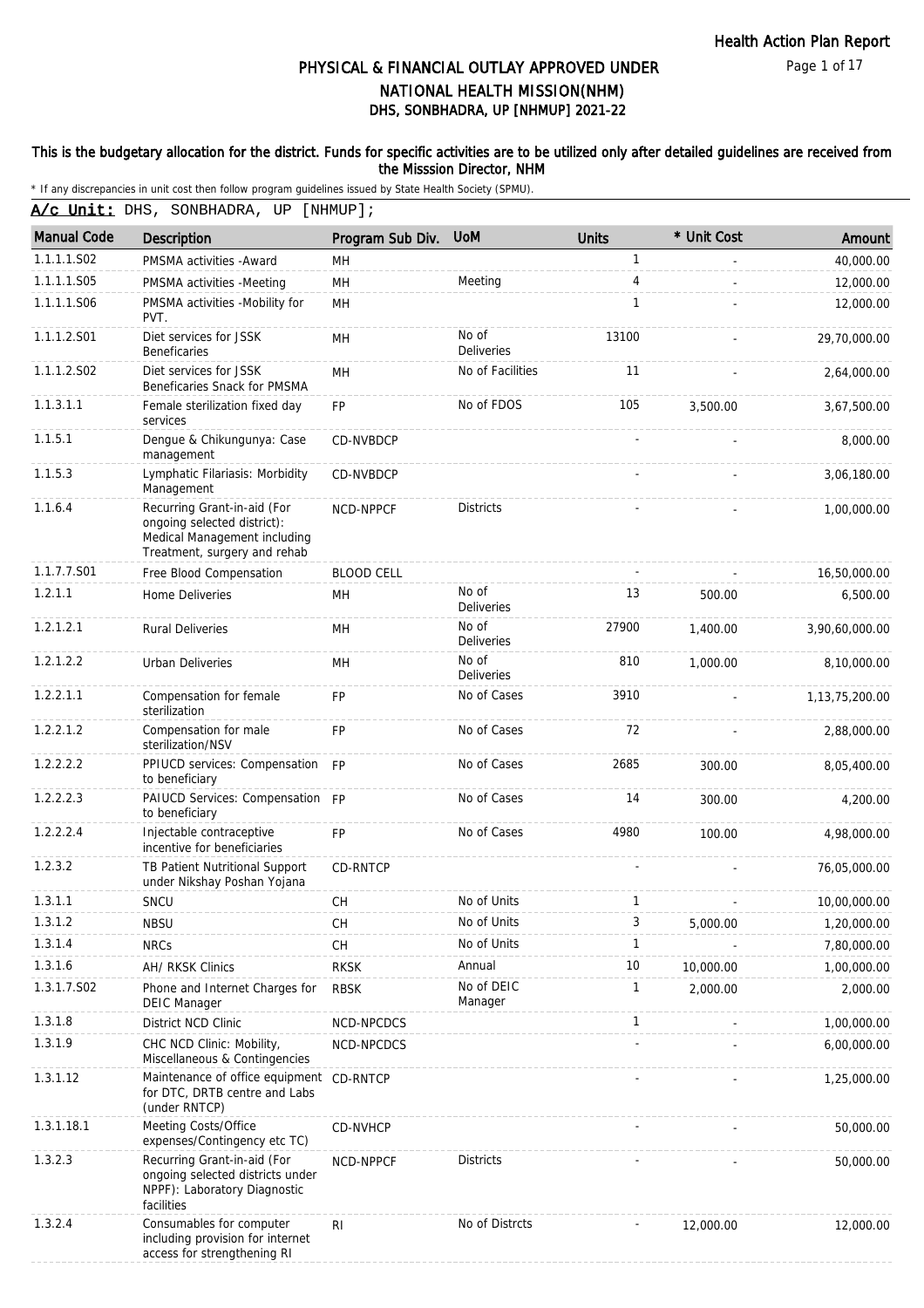# PHYSICAL & FINANCIAL OUTLAY APPROVED UNDER NATIONAL HEALTH MISSION(NHM)

## DHS, SONBHADRA, UP [NHMUP] 2021-22

**This is the budgetary allocation for the district. Funds for specific activities are to be utilized only after detailed guidelines are received from the Misssion Director, NHM**

\* If any discrepancies in unit cost then follow program guidelines issued by State Health Society (SPMU).

**A/c Unit:** DHS, SONBHADRA, UP [NHMUP];

| Manual Code | Description | Program Sub Div. | UoM | Units | * Unit Cost | Amount |
|---|---|---|---|---|---|---|
| 1.1.1.1.S02 | PMSMA activities -Award | MH | | 1 | - | 40,000.00 |
| 1.1.1.1.S05 | PMSMA activities -Meeting | MH | Meeting | 4 | - | 12,000.00 |
| 1.1.1.1.S06 | PMSMA activities -Mobility for PVT. | MH | | 1 | - | 12,000.00 |
| 1.1.1.2.S01 | Diet services for JSSK Beneficaries | MH | No of Deliveries | 13100 | - | 29,70,000.00 |
| 1.1.1.2.S02 | Diet services for JSSK Beneficaries Snack for PMSMA | MH | No of Facilities | 11 | - | 2,64,000.00 |
| 1.1.3.1.1 | Female sterilization fixed day services | FP | No of FDOS | 105 | 3,500.00 | 3,67,500.00 |
| 1.1.5.1 | Dengue & Chikungunya: Case management | CD-NVBDCP | | - | - | 8,000.00 |
| 1.1.5.3 | Lymphatic Filariasis: Morbidity Management | CD-NVBDCP | | - | - | 3,06,180.00 |
| 1.1.6.4 | Recurring Grant-in-aid (For ongoing selected district): Medical Management including Treatment, surgery and rehab | NCD-NPPCF | Districts | - | - | 1,00,000.00 |
| 1.1.7.7.S01 | Free Blood Compensation | BLOOD CELL | | - | - | 16,50,000.00 |
| 1.2.1.1 | Home Deliveries | MH | No of Deliveries | 13 | 500.00 | 6,500.00 |
| 1.2.1.2.1 | Rural Deliveries | MH | No of Deliveries | 27900 | 1,400.00 | 3,90,60,000.00 |
| 1.2.1.2.2 | Urban Deliveries | MH | No of Deliveries | 810 | 1,000.00 | 8,10,000.00 |
| 1.2.2.1.1 | Compensation for female sterilization | FP | No of Cases | 3910 | - | 1,13,75,200.00 |
| 1.2.2.1.2 | Compensation for male sterilization/NSV | FP | No of Cases | 72 | - | 2,88,000.00 |
| 1.2.2.2.2 | PPIUCD services: Compensation to beneficiary | FP | No of Cases | 2685 | 300.00 | 8,05,400.00 |
| 1.2.2.2.3 | PAIUCD Services: Compensation to beneficiary | FP | No of Cases | 14 | 300.00 | 4,200.00 |
| 1.2.2.2.4 | Injectable contraceptive incentive for beneficiaries | FP | No of Cases | 4980 | 100.00 | 4,98,000.00 |
| 1.2.3.2 | TB Patient Nutritional Support under Nikshay Poshan Yojana | CD-RNTCP | | - | - | 76,05,000.00 |
| 1.3.1.1 | SNCU | CH | No of Units | 1 | - | 10,00,000.00 |
| 1.3.1.2 | NBSU | CH | No of Units | 3 | 5,000.00 | 1,20,000.00 |
| 1.3.1.4 | NRCs | CH | No of Units | 1 | - | 7,80,000.00 |
| 1.3.1.6 | AH/ RKSK Clinics | RKSK | Annual | 10 | 10,000.00 | 1,00,000.00 |
| 1.3.1.7.S02 | Phone and Internet Charges for DEIC Manager | RBSK | No of DEIC Manager | 1 | 2,000.00 | 2,000.00 |
| 1.3.1.8 | District NCD Clinic | NCD-NPCDCS | | 1 | - | 1,00,000.00 |
| 1.3.1.9 | CHC NCD Clinic: Mobility, Miscellaneous & Contingencies | NCD-NPCDCS | | - | - | 6,00,000.00 |
| 1.3.1.12 | Maintenance of office equipment for DTC, DRTB centre and Labs (under RNTCP) | CD-RNTCP | | - | - | 1,25,000.00 |
| 1.3.1.18.1 | Meeting Costs/Office expenses/Contingency etc TC) | CD-NVHCP | | - | - | 50,000.00 |
| 1.3.2.3 | Recurring Grant-in-aid (For ongoing selected districts under NPPF): Laboratory Diagnostic facilities | NCD-NPPCF | Districts | - | - | 50,000.00 |
| 1.3.2.4 | Consumables for computer including provision for internet access for strengthening RI | RI | No of Distrcts | - | 12,000.00 | 12,000.00 |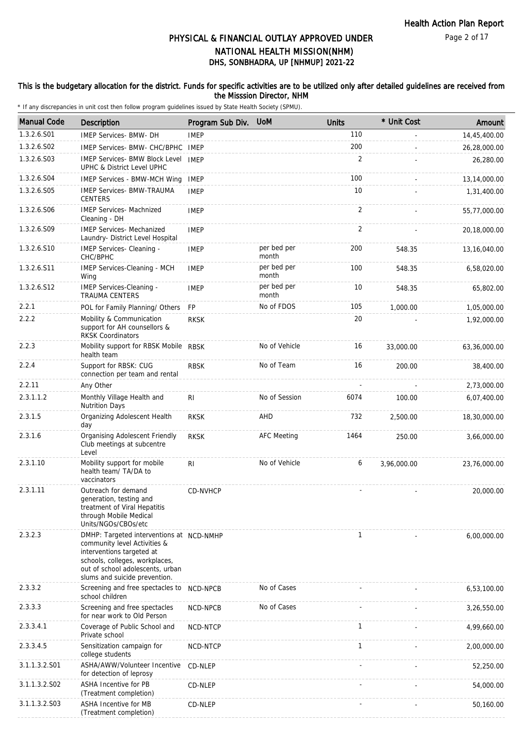# PHYSICAL & FINANCIAL OUTLAY APPROVED UNDER NATIONAL HEALTH MISSION(NHM)
## DHS, SONBHADRA, UP [NHMUP] 2021-22

**This is the budgetary allocation for the district. Funds for specific activities are to be utilized only after detailed guidelines are received from the Misssion Director, NHM**

* If any discrepancies in unit cost then follow program guidelines issued by State Health Society (SPMU).

| Manual Code | Description | Program Sub Div. | UoM | Units | * Unit Cost | Amount |
|---|---|---|---|---|---|---|
| 1.3.2.6.S01 | IMEP Services- BMW- DH | IMEP | | 110 | - | 14,45,400.00 |
| 1.3.2.6.S02 | IMEP Services- BMW- CHC/BPHC | IMEP | | 200 | - | 26,28,000.00 |
| 1.3.2.6.S03 | IMEP Services- BMW Block Level UPHC & District Level UPHC | IMEP | | 2 | - | 26,280.00 |
| 1.3.2.6.S04 | IMEP Services - BMW-MCH Wing | IMEP | | 100 | - | 13,14,000.00 |
| 1.3.2.6.S05 | IMEP Services- BMW-TRAUMA CENTERS | IMEP | | 10 | - | 1,31,400.00 |
| 1.3.2.6.S06 | IMEP Services- Machnized Cleaning - DH | IMEP | | 2 | - | 55,77,000.00 |
| 1.3.2.6.S09 | IMEP Services- Mechanized Laundry- District Level Hospital | IMEP | | 2 | - | 20,18,000.00 |
| 1.3.2.6.S10 | IMEP Services- Cleaning - CHC/BPHC | IMEP | per bed per month | 200 | 548.35 | 13,16,040.00 |
| 1.3.2.6.S11 | IMEP Services-Cleaning - MCH Wing | IMEP | per bed per month | 100 | 548.35 | 6,58,020.00 |
| 1.3.2.6.S12 | IMEP Services-Cleaning - TRAUMA CENTERS | IMEP | per bed per month | 10 | 548.35 | 65,802.00 |
| 2.2.1 | POL for Family Planning/ Others | FP | No of FDOS | 105 | 1,000.00 | 1,05,000.00 |
| 2.2.2 | Mobility & Communication support for AH counsellors & RKSK Coordinators | RKSK | | 20 | - | 1,92,000.00 |
| 2.2.3 | Mobility support for RBSK Mobile health team | RBSK | No of Vehicle | 16 | 33,000.00 | 63,36,000.00 |
| 2.2.4 | Support for RBSK: CUG connection per team and rental | RBSK | No of Team | 16 | 200.00 | 38,400.00 |
| 2.2.11 | Any Other | | | - | - | 2,73,000.00 |
| 2.3.1.1.2 | Monthly Village Health and Nutrition Days | RI | No of Session | 6074 | 100.00 | 6,07,400.00 |
| 2.3.1.5 | Organizing Adolescent Health day | RKSK | AHD | 732 | 2,500.00 | 18,30,000.00 |
| 2.3.1.6 | Organising Adolescent Friendly Club meetings at subcentre Level | RKSK | AFC Meeting | 1464 | 250.00 | 3,66,000.00 |
| 2.3.1.10 | Mobility support for mobile health team/ TA/DA to vaccinators | RI | No of Vehicle | 6 | 3,96,000.00 | 23,76,000.00 |
| 2.3.1.11 | Outreach for demand generation, testing and treatment of Viral Hepatitis through Mobile Medical Units/NGOs/CBOs/etc | CD-NVHCP | | - | - | 20,000.00 |
| 2.3.2.3 | DMHP: Targeted interventions at community level Activities & interventions targeted at schools, colleges, workplaces, out of school adolescents, urban slums and suicide prevention. | NCD-NMHP | | 1 | - | 6,00,000.00 |
| 2.3.3.2 | Screening and free spectacles to school children | NCD-NPCB | No of Cases | - | - | 6,53,100.00 |
| 2.3.3.3 | Screening and free spectacles for near work to Old Person | NCD-NPCB | No of Cases | - | - | 3,26,550.00 |
| 2.3.3.4.1 | Coverage of Public School and Private school | NCD-NTCP | | 1 | - | 4,99,660.00 |
| 2.3.3.4.5 | Sensitization campaign for college students | NCD-NTCP | | 1 | - | 2,00,000.00 |
| 3.1.1.3.2.S01 | ASHA/AWW/Volunteer Incentive for detection of leprosy | CD-NLEP | | - | - | 52,250.00 |
| 3.1.1.3.2.S02 | ASHA Incentive for PB (Treatment completion) | CD-NLEP | | - | - | 54,000.00 |
| 3.1.1.3.2.S03 | ASHA Incentive for MB (Treatment completion) | CD-NLEP | | - | - | 50,160.00 |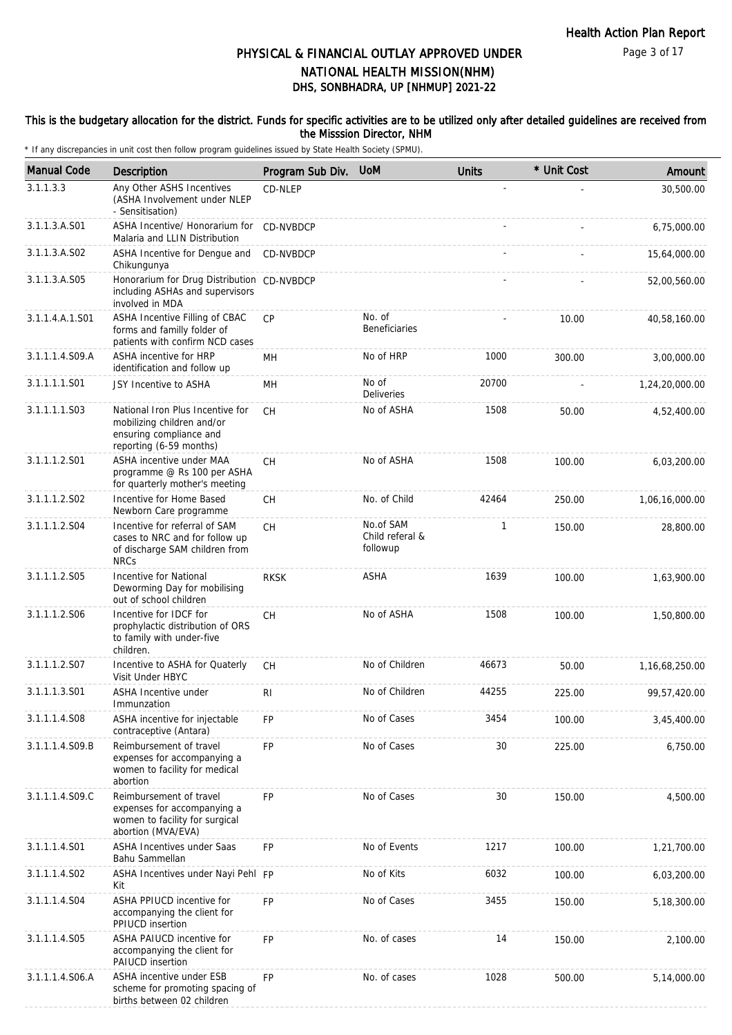# PHYSICAL & FINANCIAL OUTLAY APPROVED UNDER NATIONAL HEALTH MISSION(NHM)

## DHS, SONBHADRA, UP [NHMUP] 2021-22

**This is the budgetary allocation for the district. Funds for specific activities are to be utilized only after detailed guidelines are received from the Misssion Director, NHM**

\* If any discrepancies in unit cost then follow program guidelines issued by State Health Society (SPMU).

| Manual Code | Description | Program Sub Div. | UoM | Units | * Unit Cost | Amount |
|---|---|---|---|---|---|---|
| 3.1.1.3.3 | Any Other ASHS Incentives (ASHA Involvement under NLEP - Sensitisation) | CD-NLEP | | - | - | 30,500.00 |
| 3.1.1.3.A.S01 | ASHA Incentive/ Honorarium for Malaria and LLIN Distribution | CD-NVBDCP | | - | - | 6,75,000.00 |
| 3.1.1.3.A.S02 | ASHA Incentive for Dengue and Chikungunya | CD-NVBDCP | | - | - | 15,64,000.00 |
| 3.1.1.3.A.S05 | Honorarium for Drug Distribution including ASHAs and supervisors involved in MDA | CD-NVBDCP | | - | - | 52,00,560.00 |
| 3.1.1.4.A.1.S01 | ASHA Incentive Filling of CBAC forms and familly folder of patients with confirm NCD cases | CP | No. of Beneficiaries | - | 10.00 | 40,58,160.00 |
| 3.1.1.1.4.S09.A | ASHA incentive for HRP identification and follow up | MH | No of HRP | 1000 | 300.00 | 3,00,000.00 |
| 3.1.1.1.1.S01 | JSY Incentive to ASHA | MH | No of Deliveries | 20700 | - | 1,24,20,000.00 |
| 3.1.1.1.1.S03 | National Iron Plus Incentive for mobilizing children and/or ensuring compliance and reporting (6-59 months) | CH | No of ASHA | 1508 | 50.00 | 4,52,400.00 |
| 3.1.1.1.2.S01 | ASHA incentive under MAA programme @ Rs 100 per ASHA for quarterly mother's meeting | CH | No of ASHA | 1508 | 100.00 | 6,03,200.00 |
| 3.1.1.1.2.S02 | Incentive for Home Based Newborn Care programme | CH | No. of Child | 42464 | 250.00 | 1,06,16,000.00 |
| 3.1.1.1.2.S04 | Incentive for referral of SAM cases to NRC and for follow up of discharge SAM children from NRCs | CH | No.of SAM Child referal & followup | 1 | 150.00 | 28,800.00 |
| 3.1.1.1.2.S05 | Incentive for National Deworming Day for mobilising out of school children | RKSK | ASHA | 1639 | 100.00 | 1,63,900.00 |
| 3.1.1.1.2.S06 | Incentive for IDCF for prophylactic distribution of ORS to family with under-five children. | CH | No of ASHA | 1508 | 100.00 | 1,50,800.00 |
| 3.1.1.1.2.S07 | Incentive to ASHA for Quaterly Visit Under HBYC | CH | No of Children | 46673 | 50.00 | 1,16,68,250.00 |
| 3.1.1.1.3.S01 | ASHA Incentive under Immunzation | RI | No of Children | 44255 | 225.00 | 99,57,420.00 |
| 3.1.1.1.4.S08 | ASHA incentive for injectable contraceptive (Antara) | FP | No of Cases | 3454 | 100.00 | 3,45,400.00 |
| 3.1.1.1.4.S09.B | Reimbursement of travel expenses for accompanying a women to facility for medical abortion | FP | No of Cases | 30 | 225.00 | 6,750.00 |
| 3.1.1.1.4.S09.C | Reimbursement of travel expenses for accompanying a women to facility for surgical abortion (MVA/EVA) | FP | No of Cases | 30 | 150.00 | 4,500.00 |
| 3.1.1.1.4.S01 | ASHA Incentives under Saas Bahu Sammellan | FP | No of Events | 1217 | 100.00 | 1,21,700.00 |
| 3.1.1.1.4.S02 | ASHA Incentives under Nayi Pehl Kit | FP | No of Kits | 6032 | 100.00 | 6,03,200.00 |
| 3.1.1.1.4.S04 | ASHA PPIUCD incentive for accompanying the client for PPIUCD insertion | FP | No of Cases | 3455 | 150.00 | 5,18,300.00 |
| 3.1.1.1.4.S05 | ASHA PAIUCD incentive for accompanying the client for PAIUCD insertion | FP | No. of cases | 14 | 150.00 | 2,100.00 |
| 3.1.1.1.4.S06.A | ASHA incentive under ESB scheme for promoting spacing of births between 02 children | FP | No. of cases | 1028 | 500.00 | 5,14,000.00 |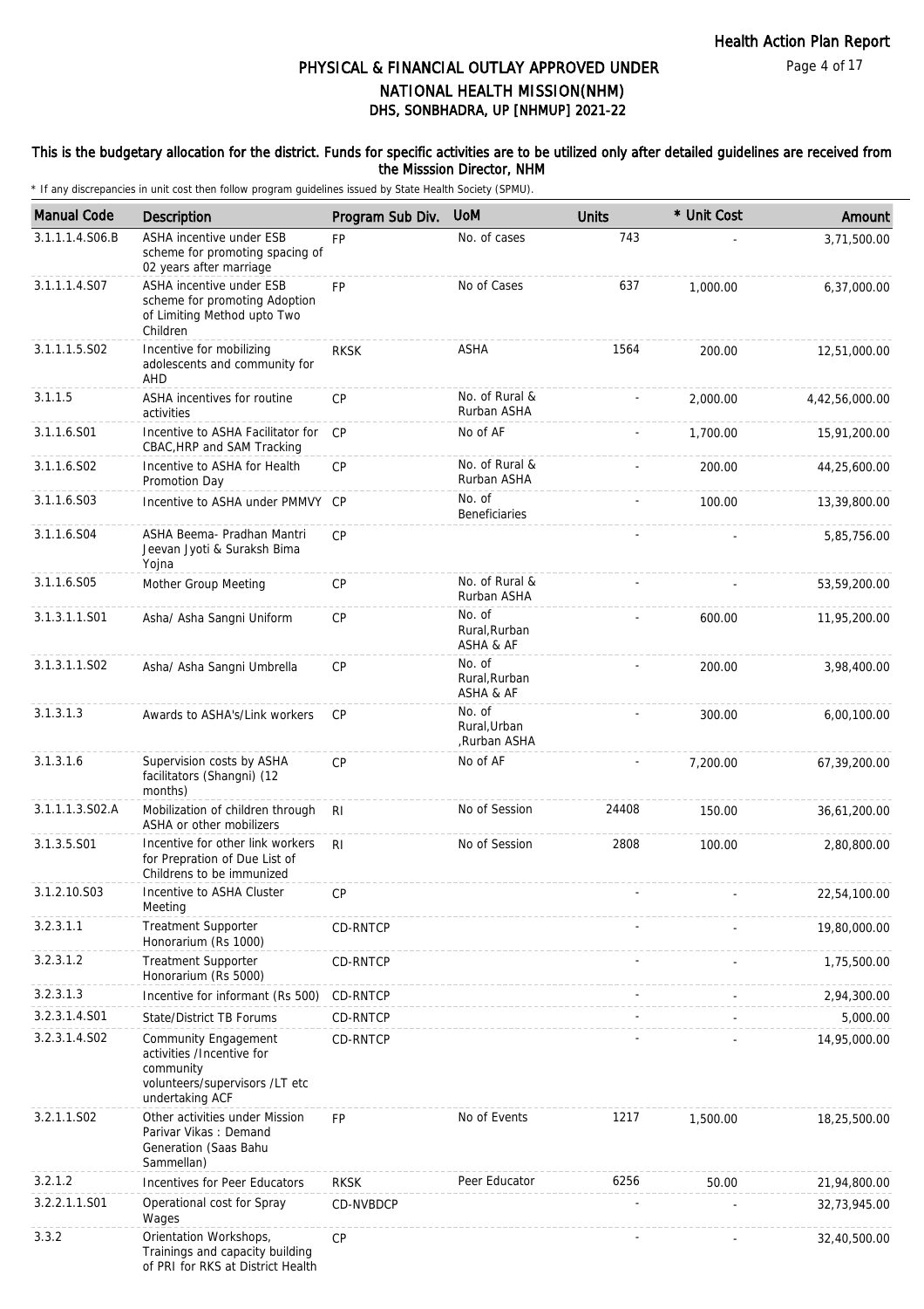# PHYSICAL & FINANCIAL OUTLAY APPROVED UNDER NATIONAL HEALTH MISSION(NHM)

## DHS, SONBHADRA, UP [NHMUP] 2021-22

**This is the budgetary allocation for the district. Funds for specific activities are to be utilized only after detailed guidelines are received from the Misssion Director, NHM**

\* If any discrepancies in unit cost then follow program guidelines issued by State Health Society (SPMU).

| Manual Code | Description | Program Sub Div. | UoM | Units | * Unit Cost | Amount |
|---|---|---|---|---|---|---|
| 3.1.1.1.4.S06.B | ASHA incentive under ESB scheme for promoting spacing of 02 years after marriage | FP | No. of cases | 743 | - | 3,71,500.00 |
| 3.1.1.1.4.S07 | ASHA incentive under ESB scheme for promoting Adoption of Limiting Method upto Two Children | FP | No of Cases | 637 | 1,000.00 | 6,37,000.00 |
| 3.1.1.1.5.S02 | Incentive for mobilizing adolescents and community for AHD | RKSK | ASHA | 1564 | 200.00 | 12,51,000.00 |
| 3.1.1.5 | ASHA incentives for routine activities | CP | No. of Rural & Rurban ASHA | - | 2,000.00 | 4,42,56,000.00 |
| 3.1.1.6.S01 | Incentive to ASHA Facilitator for CBAC,HRP and SAM Tracking | CP | No of AF | - | 1,700.00 | 15,91,200.00 |
| 3.1.1.6.S02 | Incentive to ASHA for Health Promotion Day | CP | No. of Rural & Rurban ASHA | - | 200.00 | 44,25,600.00 |
| 3.1.1.6.S03 | Incentive to ASHA under PMMVY | CP | No. of Beneficiaries | - | 100.00 | 13,39,800.00 |
| 3.1.1.6.S04 | ASHA Beema- Pradhan Mantri Jeevan Jyoti & Suraksh Bima Yojna | CP | | - | - | 5,85,756.00 |
| 3.1.1.6.S05 | Mother Group Meeting | CP | No. of Rural & Rurban ASHA | - | - | 53,59,200.00 |
| 3.1.3.1.1.S01 | Asha/ Asha Sangni Uniform | CP | No. of Rural,Rurban ASHA & AF | - | 600.00 | 11,95,200.00 |
| 3.1.3.1.1.S02 | Asha/ Asha Sangni Umbrella | CP | No. of Rural,Rurban ASHA & AF | - | 200.00 | 3,98,400.00 |
| 3.1.3.1.3 | Awards to ASHA's/Link workers | CP | No. of Rural,Urban ,Rurban ASHA | - | 300.00 | 6,00,100.00 |
| 3.1.3.1.6 | Supervision costs by ASHA facilitators (Shangni) (12 months) | CP | No of AF | - | 7,200.00 | 67,39,200.00 |
| 3.1.1.1.3.S02.A | Mobilization of children through ASHA or other mobilizers | RI | No of Session | 24408 | 150.00 | 36,61,200.00 |
| 3.1.3.5.S01 | Incentive for other link workers for Prepration of Due List of Childrens to be immunized | RI | No of Session | 2808 | 100.00 | 2,80,800.00 |
| 3.1.2.10.S03 | Incentive to ASHA Cluster Meeting | CP | | - | - | 22,54,100.00 |
| 3.2.3.1.1 | Treatment Supporter Honorarium (Rs 1000) | CD-RNTCP | | - | - | 19,80,000.00 |
| 3.2.3.1.2 | Treatment Supporter Honorarium (Rs 5000) | CD-RNTCP | | - | - | 1,75,500.00 |
| 3.2.3.1.3 | Incentive for informant (Rs 500) | CD-RNTCP | | - | - | 2,94,300.00 |
| 3.2.3.1.4.S01 | State/District TB Forums | CD-RNTCP | | - | - | 5,000.00 |
| 3.2.3.1.4.S02 | Community Engagement activities /Incentive for community volunteers/supervisors /LT etc undertaking ACF | CD-RNTCP | | - | - | 14,95,000.00 |
| 3.2.1.1.S02 | Other activities under Mission Parivar Vikas : Demand Generation (Saas Bahu Sammellan) | FP | No of Events | 1217 | 1,500.00 | 18,25,500.00 |
| 3.2.1.2 | Incentives for Peer Educators | RKSK | Peer Educator | 6256 | 50.00 | 21,94,800.00 |
| 3.2.2.1.1.S01 | Operational cost for Spray Wages | CD-NVBDCP | | - | - | 32,73,945.00 |
| 3.3.2 | Orientation Workshops, Trainings and capacity building of PRI for RKS at District Health | CP | | - | - | 32,40,500.00 |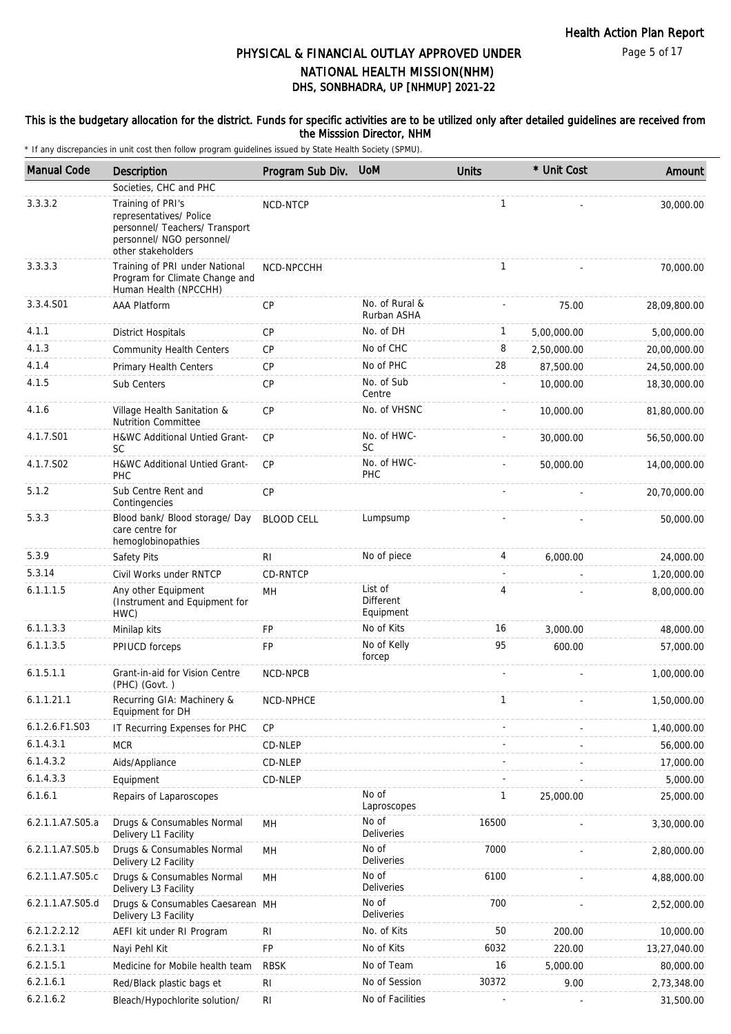# PHYSICAL & FINANCIAL OUTLAY APPROVED UNDER NATIONAL HEALTH MISSION(NHM)

## DHS, SONBHADRA, UP [NHMUP] 2021-22

**This is the budgetary allocation for the district. Funds for specific activities are to be utilized only after detailed guidelines are received from the Misssion Director, NHM**

\* If any discrepancies in unit cost then follow program guidelines issued by State Health Society (SPMU).

| Manual Code | Description | Program Sub Div. | UoM | Units | * Unit Cost | Amount |
|---|---|---|---|---|---|---|
| | Societies, CHC and PHC | | | | | |
| 3.3.3.2 | Training of PRI's representatives/ Police personnel/ Teachers/ Transport personnel/ NGO personnel/ other stakeholders | NCD-NTCP | | 1 | - | 30,000.00 |
| 3.3.3.3 | Training of PRI under National Program for Climate Change and Human Health (NPCCHH) | NCD-NPCCHH | | 1 | - | 70,000.00 |
| 3.3.4.S01 | AAA Platform | CP | No. of Rural & Rurban ASHA | - | 75.00 | 28,09,800.00 |
| 4.1.1 | District Hospitals | CP | No. of DH | 1 | 5,00,000.00 | 5,00,000.00 |
| 4.1.3 | Community Health Centers | CP | No of CHC | 8 | 2,50,000.00 | 20,00,000.00 |
| 4.1.4 | Primary Health Centers | CP | No of PHC | 28 | 87,500.00 | 24,50,000.00 |
| 4.1.5 | Sub Centers | CP | No. of Sub Centre | - | 10,000.00 | 18,30,000.00 |
| 4.1.6 | Village Health Sanitation & Nutrition Committee | CP | No. of VHSNC | - | 10,000.00 | 81,80,000.00 |
| 4.1.7.S01 | H&WC Additional Untied Grant-SC | CP | No. of HWC-SC | - | 30,000.00 | 56,50,000.00 |
| 4.1.7.S02 | H&WC Additional Untied Grant-PHC | CP | No. of HWC-PHC | - | 50,000.00 | 14,00,000.00 |
| 5.1.2 | Sub Centre Rent and Contingencies | CP | | - | - | 20,70,000.00 |
| 5.3.3 | Blood bank/ Blood storage/ Day care centre for hemoglobinopathies | BLOOD CELL | Lumpsump | - | - | 50,000.00 |
| 5.3.9 | Safety Pits | RI | No of piece | 4 | 6,000.00 | 24,000.00 |
| 5.3.14 | Civil Works under RNTCP | CD-RNTCP | | - | - | 1,20,000.00 |
| 6.1.1.1.5 | Any other Equipment (Instrument and Equipment for HWC) | MH | List of Different Equipment | 4 | - | 8,00,000.00 |
| 6.1.1.3.3 | Minilap kits | FP | No of Kits | 16 | 3,000.00 | 48,000.00 |
| 6.1.1.3.5 | PPIUCD forceps | FP | No of Kelly forcep | 95 | 600.00 | 57,000.00 |
| 6.1.5.1.1 | Grant-in-aid for Vision Centre (PHC) (Govt. ) | NCD-NPCB | | - | - | 1,00,000.00 |
| 6.1.1.21.1 | Recurring GIA: Machinery & Equipment for DH | NCD-NPHCE | | 1 | - | 1,50,000.00 |
| 6.1.2.6.F1.S03 | IT Recurring Expenses for PHC | CP | | - | - | 1,40,000.00 |
| 6.1.4.3.1 | MCR | CD-NLEP | | - | - | 56,000.00 |
| 6.1.4.3.2 | Aids/Appliance | CD-NLEP | | - | - | 17,000.00 |
| 6.1.4.3.3 | Equipment | CD-NLEP | | - | - | 5,000.00 |
| 6.1.6.1 | Repairs of Laparoscopes | | No of Laproscopes | 1 | 25,000.00 | 25,000.00 |
| 6.2.1.1.A7.S05.a | Drugs & Consumables Normal Delivery L1 Facility | MH | No of Deliveries | 16500 | - | 3,30,000.00 |
| 6.2.1.1.A7.S05.b | Drugs & Consumables Normal Delivery L2 Facility | MH | No of Deliveries | 7000 | - | 2,80,000.00 |
| 6.2.1.1.A7.S05.c | Drugs & Consumables Normal Delivery L3 Facility | MH | No of Deliveries | 6100 | - | 4,88,000.00 |
| 6.2.1.1.A7.S05.d | Drugs & Consumables Caesarean Delivery L3 Facility | MH | No of Deliveries | 700 | - | 2,52,000.00 |
| 6.2.1.2.2.12 | AEFI kit under RI Program | RI | No. of Kits | 50 | 200.00 | 10,000.00 |
| 6.2.1.3.1 | Nayi Pehl Kit | FP | No of Kits | 6032 | 220.00 | 13,27,040.00 |
| 6.2.1.5.1 | Medicine for Mobile health team | RBSK | No of Team | 16 | 5,000.00 | 80,000.00 |
| 6.2.1.6.1 | Red/Black plastic bags et | RI | No of Session | 30372 | 9.00 | 2,73,348.00 |
| 6.2.1.6.2 | Bleach/Hypochlorite solution/ | RI | No of Facilities | - | - | 31,500.00 |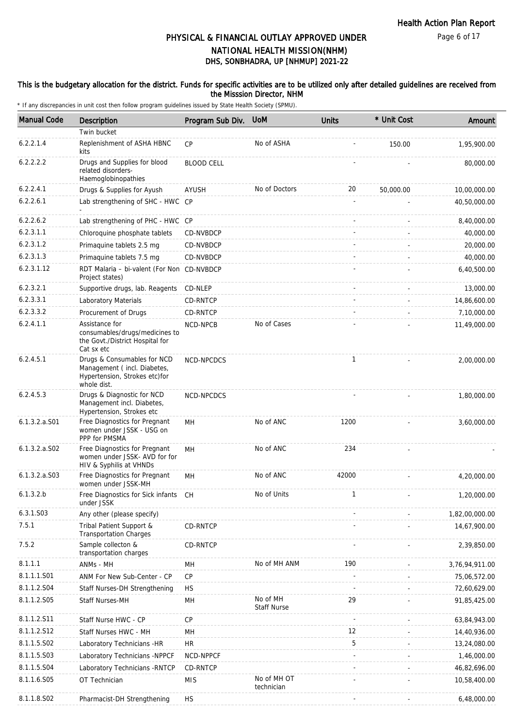# PHYSICAL & FINANCIAL OUTLAY APPROVED UNDER NATIONAL HEALTH MISSION(NHM)

## DHS, SONBHADRA, UP [NHMUP] 2021-22

**This is the budgetary allocation for the district. Funds for specific activities are to be utilized only after detailed guidelines are received from the Misssion Director, NHM**

\* If any discrepancies in unit cost then follow program guidelines issued by State Health Society (SPMU).

| Manual Code | Description | Program Sub Div. | UoM | Units | * Unit Cost | Amount |
|---|---|---|---|---|---|---|
| | Twin bucket | | | | | |
| 6.2.2.1.4 | Replenishment of ASHA HBNC kits | CP | No of ASHA | - | 150.00 | 1,95,900.00 |
| 6.2.2.2.2 | Drugs and Supplies for blood related disorders-Haemoglobinopathies | BLOOD CELL | | - | - | 80,000.00 |
| 6.2.2.4.1 | Drugs & Supplies for Ayush | AYUSH | No of Doctors | 20 | 50,000.00 | 10,00,000.00 |
| 6.2.2.6.1 | Lab strengthening of SHC - HWC - | CP | | - | - | 40,50,000.00 |
| 6.2.2.6.2 | Lab strengthening of PHC - HWC | CP | | - | - | 8,40,000.00 |
| 6.2.3.1.1 | Chloroquine phosphate tablets | CD-NVBDCP | | - | - | 40,000.00 |
| 6.2.3.1.2 | Primaquine tablets 2.5 mg | CD-NVBDCP | | - | - | 20,000.00 |
| 6.2.3.1.3 | Primaquine tablets 7.5 mg | CD-NVBDCP | | - | - | 40,000.00 |
| 6.2.3.1.12 | RDT Malaria – bi-valent (For Non Project states) | CD-NVBDCP | | - | - | 6,40,500.00 |
| 6.2.3.2.1 | Supportive drugs, lab. Reagents | CD-NLEP | | - | - | 13,000.00 |
| 6.2.3.3.1 | Laboratory Materials | CD-RNTCP | | - | - | 14,86,600.00 |
| 6.2.3.3.2 | Procurement of Drugs | CD-RNTCP | | - | - | 7,10,000.00 |
| 6.2.4.1.1 | Assistance for consumables/drugs/medicines to the Govt./District Hospital for Cat sx etc | NCD-NPCB | No of Cases | - | - | 11,49,000.00 |
| 6.2.4.5.1 | Drugs & Consumables for NCD Management ( incl. Diabetes, Hypertension, Strokes etc)for whole dist. | NCD-NPCDCS | | 1 | - | 2,00,000.00 |
| 6.2.4.5.3 | Drugs & Diagnostic for NCD Management incl. Diabetes, Hypertension, Strokes etc | NCD-NPCDCS | | - | - | 1,80,000.00 |
| 6.1.3.2.a.S01 | Free Diagnostics for Pregnant women under JSSK - USG on PPP for PMSMA | MH | No of ANC | 1200 | - | 3,60,000.00 |
| 6.1.3.2.a.S02 | Free Diagnostics for Pregnant women under JSSK- AVD for for HIV & Syphilis at VHNDs | MH | No of ANC | 234 | - | - |
| 6.1.3.2.a.S03 | Free Diagnostics for Pregnant women under JSSK-MH | MH | No of ANC | 42000 | - | 4,20,000.00 |
| 6.1.3.2.b | Free Diagnostics for Sick infants under JSSK | CH | No of Units | 1 | - | 1,20,000.00 |
| 6.3.1.S03 | Any other (please specify) | | | - | - | 1,82,00,000.00 |
| 7.5.1 | Tribal Patient Support & Transportation Charges | CD-RNTCP | | - | - | 14,67,900.00 |
| 7.5.2 | Sample collecton & transportation charges | CD-RNTCP | | - | - | 2,39,850.00 |
| 8.1.1.1 | ANMs - MH | MH | No of MH ANM | 190 | - | 3,76,94,911.00 |
| 8.1.1.1.S01 | ANM For New Sub-Center - CP | CP | | - | - | 75,06,572.00 |
| 8.1.1.2.S04 | Staff Nurses-DH Strengthening | HS | | - | - | 72,60,629.00 |
| 8.1.1.2.S05 | Staff Nurses-MH | MH | No of MH Staff Nurse | 29 | - | 91,85,425.00 |
| 8.1.1.2.S11 | Staff Nurse HWC - CP | CP | | - | - | 63,84,943.00 |
| 8.1.1.2.S12 | Staff Nurses HWC - MH | MH | | 12 | - | 14,40,936.00 |
| 8.1.1.5.S02 | Laboratory Technicians -HR | HR | | 5 | - | 13,24,080.00 |
| 8.1.1.5.S03 | Laboratory Technicians -NPPCF | NCD-NPPCF | | - | - | 1,46,000.00 |
| 8.1.1.5.S04 | Laboratory Technicians -RNTCP | CD-RNTCP | | - | - | 46,82,696.00 |
| 8.1.1.6.S05 | OT Technician | MIS | No of MH OT technician | - | - | 10,58,400.00 |
| 8.1.1.8.S02 | Pharmacist-DH Strengthening | HS | | - | - | 6,48,000.00 |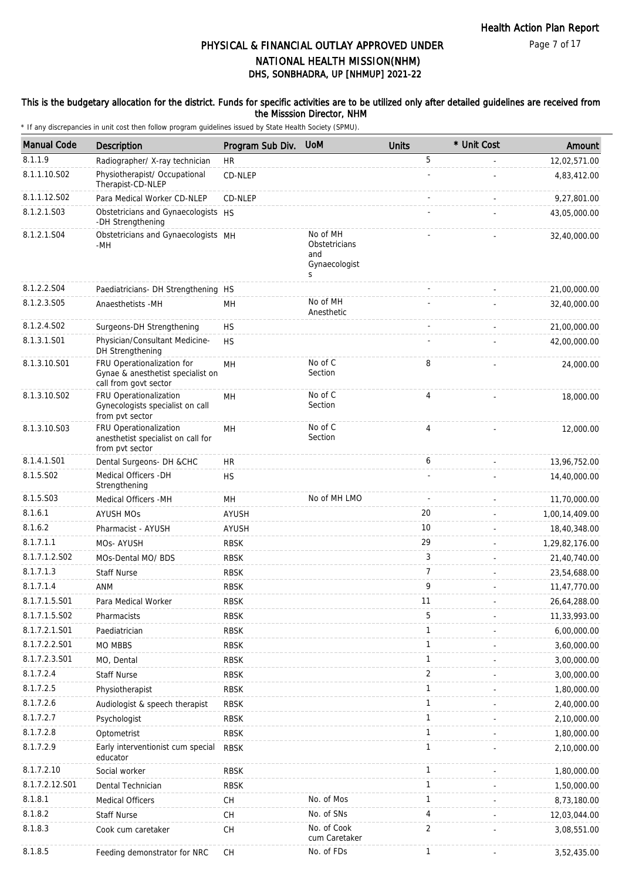# PHYSICAL & FINANCIAL OUTLAY APPROVED UNDER NATIONAL HEALTH MISSION(NHM)

## DHS, SONBHADRA, UP [NHMUP] 2021-22

**This is the budgetary allocation for the district. Funds for specific activities are to be utilized only after detailed guidelines are received from the Misssion Director, NHM**

\* If any discrepancies in unit cost then follow program guidelines issued by State Health Society (SPMU).

| Manual Code | Description | Program Sub Div. | UoM | Units | * Unit Cost | Amount |
|---|---|---|---|---|---|---|
| 8.1.1.9 | Radiographer/ X-ray technician | HR | | 5 | - | 12,02,571.00 |
| 8.1.1.10.S02 | Physiotherapist/ Occupational Therapist-CD-NLEP | CD-NLEP | | - | - | 4,83,412.00 |
| 8.1.1.12.S02 | Para Medical Worker CD-NLEP | CD-NLEP | | - | - | 9,27,801.00 |
| 8.1.2.1.S03 | Obstetricians and Gynaecologists -DH Strengthening | HS | | - | - | 43,05,000.00 |
| 8.1.2.1.S04 | Obstetricians and Gynaecologists -MH | MH | No of MH Obstetricians and Gynaecologists | - | - | 32,40,000.00 |
| 8.1.2.2.S04 | Paediatricians- DH Strengthening | HS | | - | - | 21,00,000.00 |
| 8.1.2.3.S05 | Anaesthetists -MH | MH | No of MH Anesthetic | - | - | 32,40,000.00 |
| 8.1.2.4.S02 | Surgeons-DH Strengthening | HS | | - | - | 21,00,000.00 |
| 8.1.3.1.S01 | Physician/Consultant Medicine-DH Strengthening | HS | | - | - | 42,00,000.00 |
| 8.1.3.10.S01 | FRU Operationalization for Gynae & anesthetist specialist on call from govt sector | MH | No of C Section | 8 | - | 24,000.00 |
| 8.1.3.10.S02 | FRU Operationalization Gynecologists specialist on call from pvt sector | MH | No of C Section | 4 | - | 18,000.00 |
| 8.1.3.10.S03 | FRU Operationalization anesthetist specialist on call for from pvt sector | MH | No of C Section | 4 | - | 12,000.00 |
| 8.1.4.1.S01 | Dental Surgeons- DH &CHC | HR | | 6 | - | 13,96,752.00 |
| 8.1.5.S02 | Medical Officers -DH Strengthening | HS | | - | - | 14,40,000.00 |
| 8.1.5.S03 | Medical Officers -MH | MH | No of MH LMO | - | - | 11,70,000.00 |
| 8.1.6.1 | AYUSH MOs | AYUSH | | 20 | - | 1,00,14,409.00 |
| 8.1.6.2 | Pharmacist - AYUSH | AYUSH | | 10 | - | 18,40,348.00 |
| 8.1.7.1.1 | MOs- AYUSH | RBSK | | 29 | - | 1,29,82,176.00 |
| 8.1.7.1.2.S02 | MOs-Dental MO/ BDS | RBSK | | 3 | - | 21,40,740.00 |
| 8.1.7.1.3 | Staff Nurse | RBSK | | 7 | - | 23,54,688.00 |
| 8.1.7.1.4 | ANM | RBSK | | 9 | - | 11,47,770.00 |
| 8.1.7.1.5.S01 | Para Medical Worker | RBSK | | 11 | - | 26,64,288.00 |
| 8.1.7.1.5.S02 | Pharmacists | RBSK | | 5 | - | 11,33,993.00 |
| 8.1.7.2.1.S01 | Paediatrician | RBSK | | 1 | - | 6,00,000.00 |
| 8.1.7.2.2.S01 | MO MBBS | RBSK | | 1 | - | 3,60,000.00 |
| 8.1.7.2.3.S01 | MO, Dental | RBSK | | 1 | - | 3,00,000.00 |
| 8.1.7.2.4 | Staff Nurse | RBSK | | 2 | - | 3,00,000.00 |
| 8.1.7.2.5 | Physiotherapist | RBSK | | 1 | - | 1,80,000.00 |
| 8.1.7.2.6 | Audiologist & speech therapist | RBSK | | 1 | - | 2,40,000.00 |
| 8.1.7.2.7 | Psychologist | RBSK | | 1 | - | 2,10,000.00 |
| 8.1.7.2.8 | Optometrist | RBSK | | 1 | - | 1,80,000.00 |
| 8.1.7.2.9 | Early interventionist cum special educator | RBSK | | 1 | - | 2,10,000.00 |
| 8.1.7.2.10 | Social worker | RBSK | | 1 | - | 1,80,000.00 |
| 8.1.7.2.12.S01 | Dental Technician | RBSK | | 1 | - | 1,50,000.00 |
| 8.1.8.1 | Medical Officers | CH | No. of Mos | 1 | - | 8,73,180.00 |
| 8.1.8.2 | Staff Nurse | CH | No. of SNs | 4 | - | 12,03,044.00 |
| 8.1.8.3 | Cook cum caretaker | CH | No. of Cook cum Caretaker | 2 | - | 3,08,551.00 |
| 8.1.8.5 | Feeding demonstrator for NRC | CH | No. of FDs | 1 | - | 3,52,435.00 |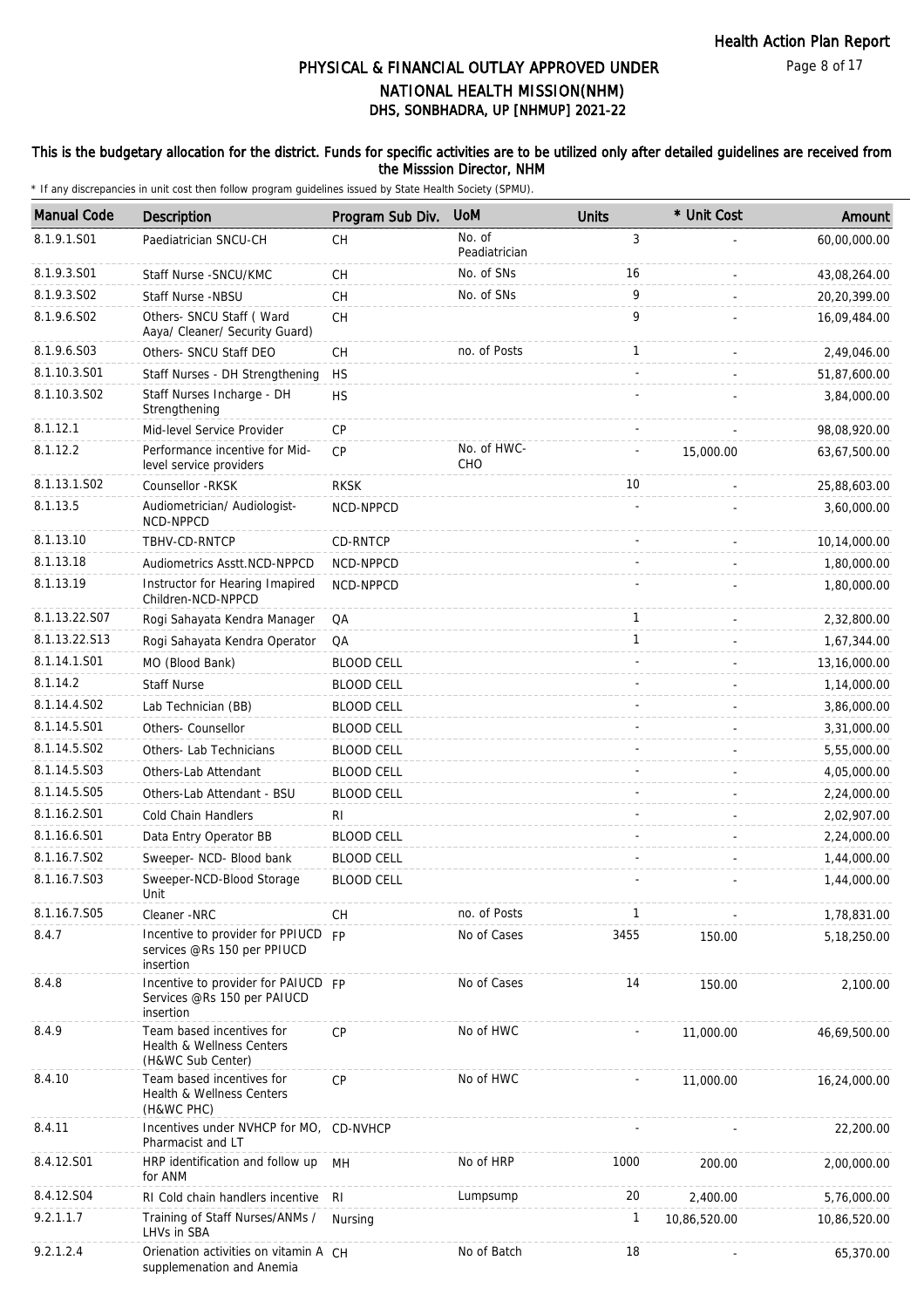# PHYSICAL & FINANCIAL OUTLAY APPROVED UNDER NATIONAL HEALTH MISSION(NHM)
## DHS, SONBHADRA, UP [NHMUP] 2021-22

**This is the budgetary allocation for the district. Funds for specific activities are to be utilized only after detailed guidelines are received from the Misssion Director, NHM**

\* If any discrepancies in unit cost then follow program guidelines issued by State Health Society (SPMU).

| Manual Code | Description | Program Sub Div. | UoM | Units | * Unit Cost | Amount |
|---|---|---|---|---|---|---|
| 8.1.9.1.S01 | Paediatrician SNCU-CH | CH | No. of Peadiatrician | 3 | - | 60,00,000.00 |
| 8.1.9.3.S01 | Staff Nurse -SNCU/KMC | CH | No. of SNs | 16 | - | 43,08,264.00 |
| 8.1.9.3.S02 | Staff Nurse -NBSU | CH | No. of SNs | 9 | - | 20,20,399.00 |
| 8.1.9.6.S02 | Others- SNCU Staff ( Ward Aaya/ Cleaner/ Security Guard) | CH | | 9 | - | 16,09,484.00 |
| 8.1.9.6.S03 | Others- SNCU Staff DEO | CH | no. of Posts | 1 | - | 2,49,046.00 |
| 8.1.10.3.S01 | Staff Nurses - DH Strengthening | HS | | - | - | 51,87,600.00 |
| 8.1.10.3.S02 | Staff Nurses Incharge - DH Strengthening | HS | | - | - | 3,84,000.00 |
| 8.1.12.1 | Mid-level Service Provider | CP | | - | - | 98,08,920.00 |
| 8.1.12.2 | Performance incentive for Mid-level service providers | CP | No. of HWC-CHO | - | 15,000.00 | 63,67,500.00 |
| 8.1.13.1.S02 | Counsellor -RKSK | RKSK | | 10 | - | 25,88,603.00 |
| 8.1.13.5 | Audiometrician/ Audiologist-NCD-NPPCD | NCD-NPPCD | | - | - | 3,60,000.00 |
| 8.1.13.10 | TBHV-CD-RNTCP | CD-RNTCP | | - | - | 10,14,000.00 |
| 8.1.13.18 | Audiometrics Asstt.NCD-NPPCD | NCD-NPPCD | | - | - | 1,80,000.00 |
| 8.1.13.19 | Instructor for Hearing Imapired Children-NCD-NPPCD | NCD-NPPCD | | - | - | 1,80,000.00 |
| 8.1.13.22.S07 | Rogi Sahayata Kendra Manager | QA | | 1 | - | 2,32,800.00 |
| 8.1.13.22.S13 | Rogi Sahayata Kendra Operator | QA | | 1 | - | 1,67,344.00 |
| 8.1.14.1.S01 | MO (Blood Bank) | BLOOD CELL | | - | - | 13,16,000.00 |
| 8.1.14.2 | Staff Nurse | BLOOD CELL | | - | - | 1,14,000.00 |
| 8.1.14.4.S02 | Lab Technician (BB) | BLOOD CELL | | - | - | 3,86,000.00 |
| 8.1.14.5.S01 | Others- Counsellor | BLOOD CELL | | - | - | 3,31,000.00 |
| 8.1.14.5.S02 | Others- Lab Technicians | BLOOD CELL | | - | - | 5,55,000.00 |
| 8.1.14.5.S03 | Others-Lab Attendant | BLOOD CELL | | - | - | 4,05,000.00 |
| 8.1.14.5.S05 | Others-Lab Attendant - BSU | BLOOD CELL | | - | - | 2,24,000.00 |
| 8.1.16.2.S01 | Cold Chain Handlers | RI | | - | - | 2,02,907.00 |
| 8.1.16.6.S01 | Data Entry Operator BB | BLOOD CELL | | - | - | 2,24,000.00 |
| 8.1.16.7.S02 | Sweeper- NCD- Blood bank | BLOOD CELL | | - | - | 1,44,000.00 |
| 8.1.16.7.S03 | Sweeper-NCD-Blood Storage Unit | BLOOD CELL | | - | - | 1,44,000.00 |
| 8.1.16.7.S05 | Cleaner -NRC | CH | no. of Posts | 1 | - | 1,78,831.00 |
| 8.4.7 | Incentive to provider for PPIUCD services @Rs 150 per PPIUCD insertion | FP | No of Cases | 3455 | 150.00 | 5,18,250.00 |
| 8.4.8 | Incentive to provider for PAIUCD Services @Rs 150 per PAIUCD insertion | FP | No of Cases | 14 | 150.00 | 2,100.00 |
| 8.4.9 | Team based incentives for Health & Wellness Centers (H&WC Sub Center) | CP | No of HWC | - | 11,000.00 | 46,69,500.00 |
| 8.4.10 | Team based incentives for Health & Wellness Centers (H&WC PHC) | CP | No of HWC | - | 11,000.00 | 16,24,000.00 |
| 8.4.11 | Incentives under NVHCP for MO, Pharmacist and LT | CD-NVHCP | | - | - | 22,200.00 |
| 8.4.12.S01 | HRP identification and follow up for ANM | MH | No of HRP | 1000 | 200.00 | 2,00,000.00 |
| 8.4.12.S04 | RI Cold chain handlers incentive | RI | Lumpsump | 20 | 2,400.00 | 5,76,000.00 |
| 9.2.1.1.7 | Training of Staff Nurses/ANMs / LHVs in SBA | Nursing | | 1 | 10,86,520.00 | 10,86,520.00 |
| 9.2.1.2.4 | Orienation activities on vitamin A supplemenation and Anemia | CH | No of Batch | 18 | - | 65,370.00 |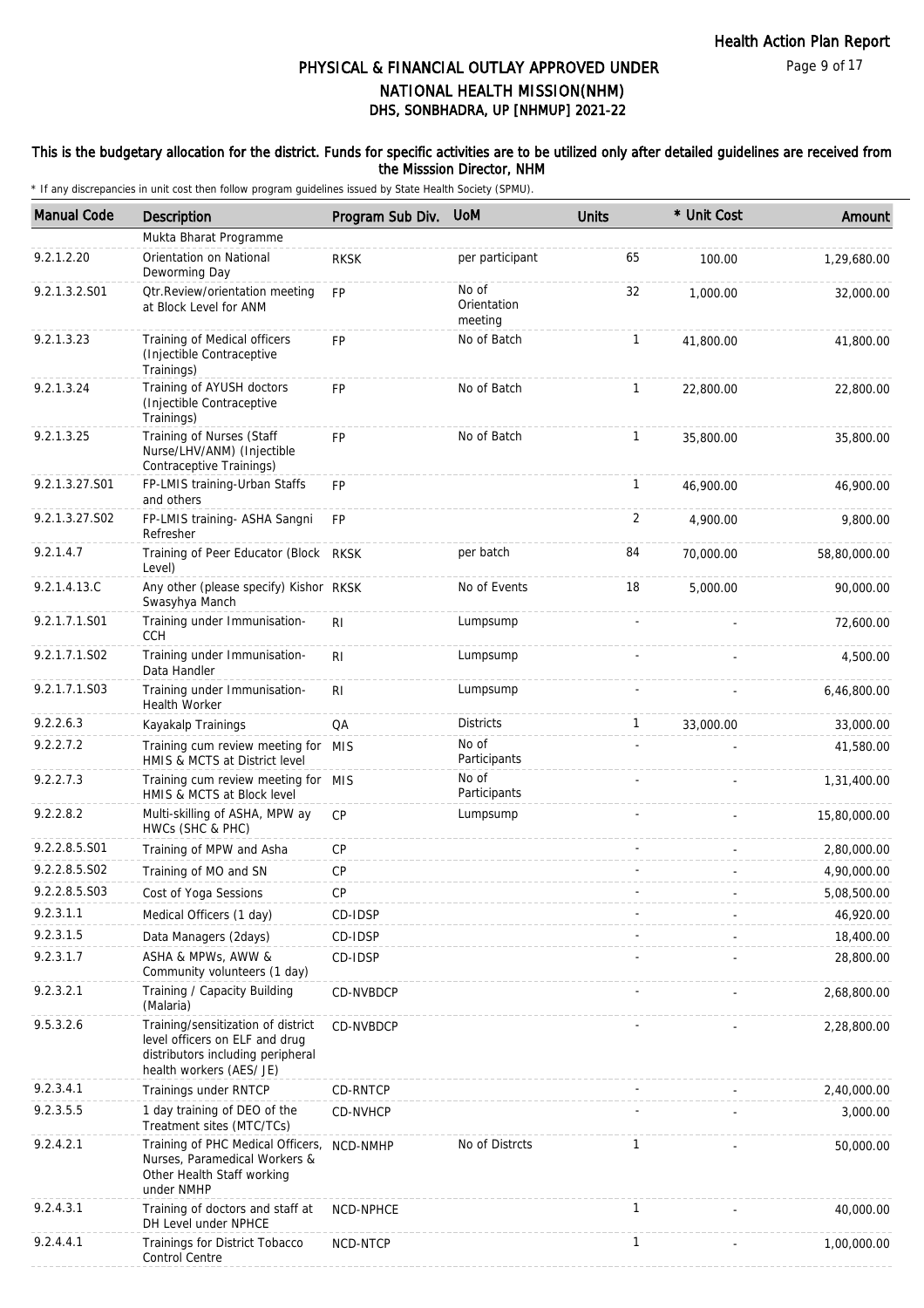# PHYSICAL & FINANCIAL OUTLAY APPROVED UNDER NATIONAL HEALTH MISSION(NHM)

## DHS, SONBHADRA, UP [NHMUP] 2021-22

**This is the budgetary allocation for the district. Funds for specific activities are to be utilized only after detailed guidelines are received from the Misssion Director, NHM**

\* If any discrepancies in unit cost then follow program guidelines issued by State Health Society (SPMU).

| Manual Code | Description | Program Sub Div. | UoM | Units | * Unit Cost | Amount |
|---|---|---|---|---|---|---|
| | Mukta Bharat Programme | | | | | |
| 9.2.1.2.20 | Orientation on National Deworming Day | RKSK | per participant | 65 | 100.00 | 1,29,680.00 |
| 9.2.1.3.2.S01 | Qtr.Review/orientation meeting at Block Level for ANM | FP | No of Orientation meeting | 32 | 1,000.00 | 32,000.00 |
| 9.2.1.3.23 | Training of Medical officers (Injectible Contraceptive Trainings) | FP | No of Batch | 1 | 41,800.00 | 41,800.00 |
| 9.2.1.3.24 | Training of AYUSH doctors (Injectible Contraceptive Trainings) | FP | No of Batch | 1 | 22,800.00 | 22,800.00 |
| 9.2.1.3.25 | Training of Nurses (Staff Nurse/LHV/ANM) (Injectible Contraceptive Trainings) | FP | No of Batch | 1 | 35,800.00 | 35,800.00 |
| 9.2.1.3.27.S01 | FP-LMIS training-Urban Staffs and others | FP | | 1 | 46,900.00 | 46,900.00 |
| 9.2.1.3.27.S02 | FP-LMIS training- ASHA Sangni Refresher | FP | | 2 | 4,900.00 | 9,800.00 |
| 9.2.1.4.7 | Training of Peer Educator (Block Level) | RKSK | per batch | 84 | 70,000.00 | 58,80,000.00 |
| 9.2.1.4.13.C | Any other (please specify) Kishor Swasyhya Manch | RKSK | No of Events | 18 | 5,000.00 | 90,000.00 |
| 9.2.1.7.1.S01 | Training under Immunisation-CCH | RI | Lumpsump | - | - | 72,600.00 |
| 9.2.1.7.1.S02 | Training under Immunisation-Data Handler | RI | Lumpsump | - | - | 4,500.00 |
| 9.2.1.7.1.S03 | Training under Immunisation-Health Worker | RI | Lumpsump | - | - | 6,46,800.00 |
| 9.2.2.6.3 | Kayakalp Trainings | QA | Districts | 1 | 33,000.00 | 33,000.00 |
| 9.2.2.7.2 | Training cum review meeting for HMIS & MCTS at District level | MIS | No of Participants | - | - | 41,580.00 |
| 9.2.2.7.3 | Training cum review meeting for HMIS & MCTS at Block level | MIS | No of Participants | - | - | 1,31,400.00 |
| 9.2.2.8.2 | Multi-skilling of ASHA, MPW ay HWCs (SHC & PHC) | CP | Lumpsump | - | - | 15,80,000.00 |
| 9.2.2.8.5.S01 | Training of MPW and Asha | CP | | - | - | 2,80,000.00 |
| 9.2.2.8.5.S02 | Training of MO and SN | CP | | - | - | 4,90,000.00 |
| 9.2.2.8.5.S03 | Cost of Yoga Sessions | CP | | - | - | 5,08,500.00 |
| 9.2.3.1.1 | Medical Officers (1 day) | CD-IDSP | | - | - | 46,920.00 |
| 9.2.3.1.5 | Data Managers (2days) | CD-IDSP | | - | - | 18,400.00 |
| 9.2.3.1.7 | ASHA & MPWs, AWW & Community volunteers (1 day) | CD-IDSP | | - | - | 28,800.00 |
| 9.2.3.2.1 | Training / Capacity Building (Malaria) | CD-NVBDCP | | - | - | 2,68,800.00 |
| 9.5.3.2.6 | Training/sensitization of district level officers on ELF and drug distributors including peripheral health workers (AES/ JE) | CD-NVBDCP | | - | - | 2,28,800.00 |
| 9.2.3.4.1 | Trainings under RNTCP | CD-RNTCP | | - | - | 2,40,000.00 |
| 9.2.3.5.5 | 1 day training of DEO of the Treatment sites (MTC/TCs) | CD-NVHCP | | - | - | 3,000.00 |
| 9.2.4.2.1 | Training of PHC Medical Officers, Nurses, Paramedical Workers & Other Health Staff working under NMHP | NCD-NMHP | No of Distrcts | 1 | - | 50,000.00 |
| 9.2.4.3.1 | Training of doctors and staff at DH Level under NPHCE | NCD-NPHCE | | 1 | - | 40,000.00 |
| 9.2.4.4.1 | Trainings for District Tobacco Control Centre | NCD-NTCP | | 1 | - | 1,00,000.00 |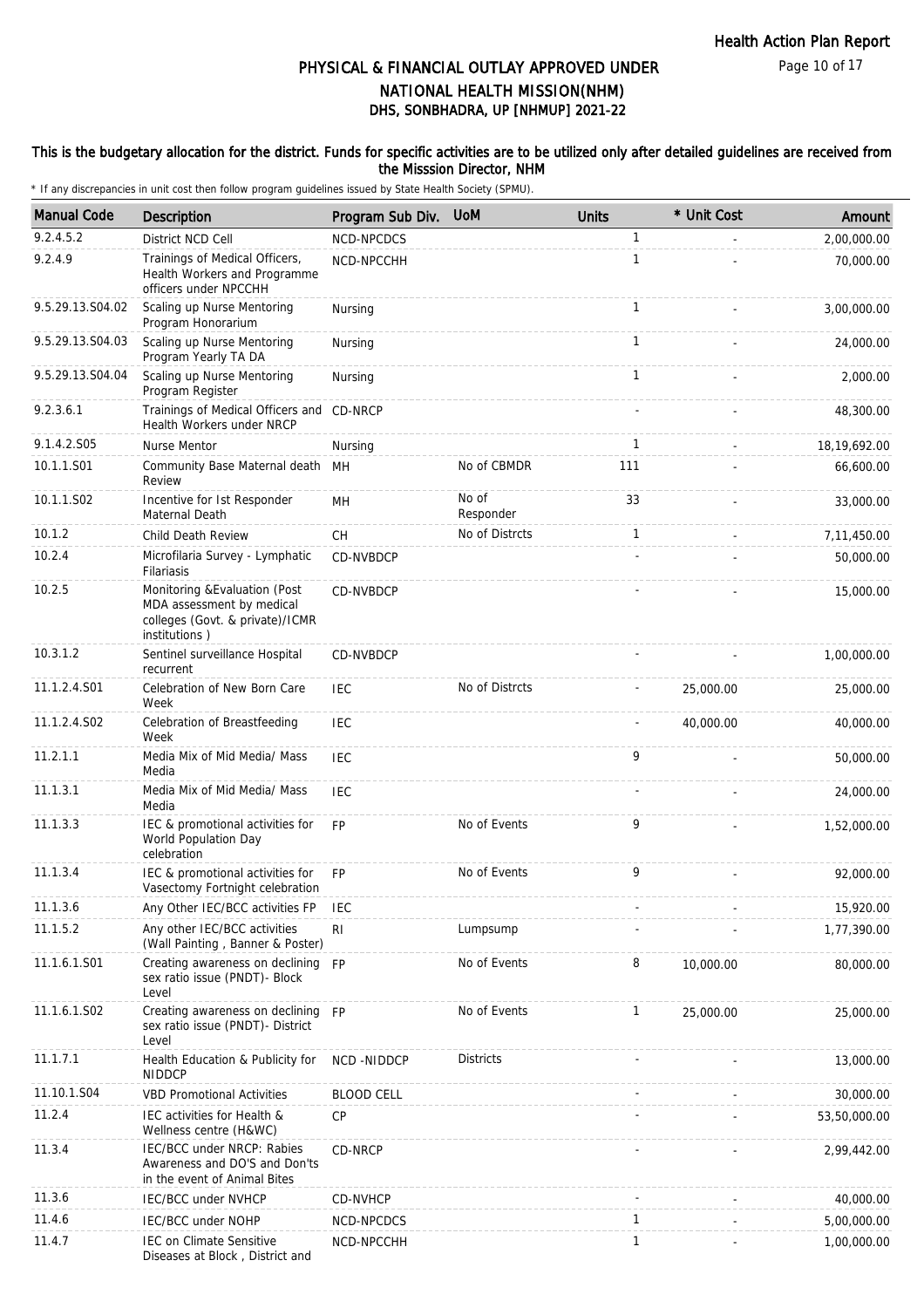# PHYSICAL & FINANCIAL OUTLAY APPROVED UNDER NATIONAL HEALTH MISSION(NHM)
## DHS, SONBHADRA, UP [NHMUP] 2021-22

Health Action Plan Report

**This is the budgetary allocation for the district. Funds for specific activities are to be utilized only after detailed guidelines are received from the Misssion Director, NHM**

\* If any discrepancies in unit cost then follow program guidelines issued by State Health Society (SPMU).

| Manual Code | Description | Program Sub Div. | UoM | Units | * Unit Cost | Amount |
|---|---|---|---|---|---|---|
| 9.2.4.5.2 | District NCD Cell | NCD-NPCDCS | | 1 | - | 2,00,000.00 |
| 9.2.4.9 | Trainings of Medical Officers, Health Workers and Programme officers under NPCCHH | NCD-NPCCHH | | 1 | - | 70,000.00 |
| 9.5.29.13.S04.02 | Scaling up Nurse Mentoring Program Honorarium | Nursing | | 1 | - | 3,00,000.00 |
| 9.5.29.13.S04.03 | Scaling up Nurse Mentoring Program Yearly TA DA | Nursing | | 1 | - | 24,000.00 |
| 9.5.29.13.S04.04 | Scaling up Nurse Mentoring Program Register | Nursing | | 1 | - | 2,000.00 |
| 9.2.3.6.1 | Trainings of Medical Officers and Health Workers under NRCP | CD-NRCP | | - | - | 48,300.00 |
| 9.1.4.2.S05 | Nurse Mentor | Nursing | | 1 | - | 18,19,692.00 |
| 10.1.1.S01 | Community Base Maternal death Review | MH | No of CBMDR | 111 | - | 66,600.00 |
| 10.1.1.S02 | Incentive for Ist Responder Maternal Death | MH | No of Responder | 33 | - | 33,000.00 |
| 10.1.2 | Child Death Review | CH | No of Distrcts | 1 | - | 7,11,450.00 |
| 10.2.4 | Microfilaria Survey - Lymphatic Filariasis | CD-NVBDCP | | - | - | 50,000.00 |
| 10.2.5 | Monitoring &Evaluation (Post MDA assessment by medical colleges (Govt. & private)/ICMR institutions ) | CD-NVBDCP | | - | - | 15,000.00 |
| 10.3.1.2 | Sentinel surveillance Hospital recurrent | CD-NVBDCP | | - | - | 1,00,000.00 |
| 11.1.2.4.S01 | Celebration of New Born Care Week | IEC | No of Distrcts | - | 25,000.00 | 25,000.00 |
| 11.1.2.4.S02 | Celebration of Breastfeeding Week | IEC | | - | 40,000.00 | 40,000.00 |
| 11.2.1.1 | Media Mix of Mid Media/ Mass Media | IEC | | 9 | - | 50,000.00 |
| 11.1.3.1 | Media Mix of Mid Media/ Mass Media | IEC | | - | - | 24,000.00 |
| 11.1.3.3 | IEC & promotional activities for World Population Day celebration | FP | No of Events | 9 | - | 1,52,000.00 |
| 11.1.3.4 | IEC & promotional activities for Vasectomy Fortnight celebration | FP | No of Events | 9 | - | 92,000.00 |
| 11.1.3.6 | Any Other IEC/BCC activities FP | IEC | | - | - | 15,920.00 |
| 11.1.5.2 | Any other IEC/BCC activities (Wall Painting , Banner & Poster) | RI | Lumpsump | - | - | 1,77,390.00 |
| 11.1.6.1.S01 | Creating awareness on declining sex ratio issue (PNDT)- Block Level | FP | No of Events | 8 | 10,000.00 | 80,000.00 |
| 11.1.6.1.S02 | Creating awareness on declining sex ratio issue (PNDT)- District Level | FP | No of Events | 1 | 25,000.00 | 25,000.00 |
| 11.1.7.1 | Health Education & Publicity for NIDDCP | NCD -NIDDCP | Districts | - | - | 13,000.00 |
| 11.10.1.S04 | VBD Promotional Activities | BLOOD CELL | | - | - | 30,000.00 |
| 11.2.4 | IEC activities for Health & Wellness centre (H&WC) | CP | | - | - | 53,50,000.00 |
| 11.3.4 | IEC/BCC under NRCP: Rabies Awareness and DO'S and Don'ts in the event of Animal Bites | CD-NRCP | | - | - | 2,99,442.00 |
| 11.3.6 | IEC/BCC under NVHCP | CD-NVHCP | | - | - | 40,000.00 |
| 11.4.6 | IEC/BCC under NOHP | NCD-NPCDCS | | 1 | - | 5,00,000.00 |
| 11.4.7 | IEC on Climate Sensitive Diseases at Block , District and | NCD-NPCCHH | | 1 | - | 1,00,000.00 |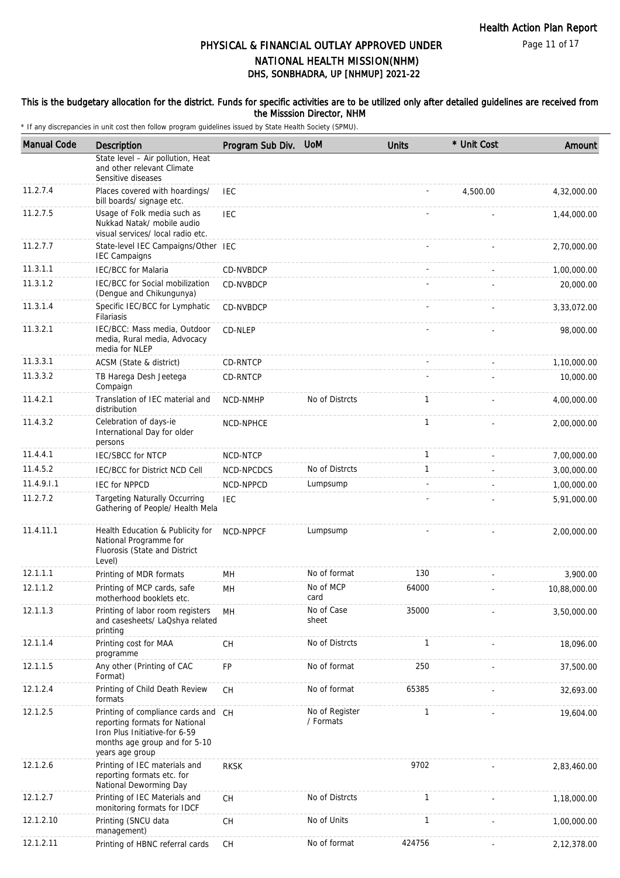# PHYSICAL & FINANCIAL OUTLAY APPROVED UNDER NATIONAL HEALTH MISSION(NHM)
## DHS, SONBHADRA, UP [NHMUP] 2021-22

**This is the budgetary allocation for the district. Funds for specific activities are to be utilized only after detailed guidelines are received from the Misssion Director, NHM**

\* If any discrepancies in unit cost then follow program guidelines issued by State Health Society (SPMU).

| Manual Code | Description | Program Sub Div. | UoM | Units | * Unit Cost | Amount |
|---|---|---|---|---|---|---|
| | State level – Air pollution, Heat and other relevant Climate Sensitive diseases | | | | | |
| 11.2.7.4 | Places covered with hoardings/ bill boards/ signage etc. | IEC | | - | 4,500.00 | 4,32,000.00 |
| 11.2.7.5 | Usage of Folk media such as Nukkad Natak/ mobile audio visual services/ local radio etc. | IEC | | - | - | 1,44,000.00 |
| 11.2.7.7 | State-level IEC Campaigns/Other IEC Campaigns | IEC | | - | - | 2,70,000.00 |
| 11.3.1.1 | IEC/BCC for Malaria | CD-NVBDCP | | - | - | 1,00,000.00 |
| 11.3.1.2 | IEC/BCC for Social mobilization (Dengue and Chikungunya) | CD-NVBDCP | | - | - | 20,000.00 |
| 11.3.1.4 | Specific IEC/BCC for Lymphatic Filariasis | CD-NVBDCP | | - | - | 3,33,072.00 |
| 11.3.2.1 | IEC/BCC: Mass media, Outdoor media, Rural media, Advocacy media for NLEP | CD-NLEP | | - | - | 98,000.00 |
| 11.3.3.1 | ACSM (State & district) | CD-RNTCP | | - | - | 1,10,000.00 |
| 11.3.3.2 | TB Harega Desh Jeetega Compaign | CD-RNTCP | | - | - | 10,000.00 |
| 11.4.2.1 | Translation of IEC material and distribution | NCD-NMHP | No of Distrcts | 1 | - | 4,00,000.00 |
| 11.4.3.2 | Celebration of days-ie International Day for older persons | NCD-NPHCE | | 1 | - | 2,00,000.00 |
| 11.4.4.1 | IEC/SBCC for NTCP | NCD-NTCP | | 1 | - | 7,00,000.00 |
| 11.4.5.2 | IEC/BCC for District NCD Cell | NCD-NPCDCS | No of Distrcts | 1 | - | 3,00,000.00 |
| 11.4.9.I.1 | IEC for NPPCD | NCD-NPPCD | Lumpsump | - | - | 1,00,000.00 |
| 11.2.7.2 | Targeting Naturally Occurring Gathering of People/ Health Mela | IEC | | - | - | 5,91,000.00 |
| 11.4.11.1 | Health Education & Publicity for National Programme for Fluorosis (State and District Level) | NCD-NPPCF | Lumpsump | - | - | 2,00,000.00 |
| 12.1.1.1 | Printing of MDR formats | MH | No of format | 130 | - | 3,900.00 |
| 12.1.1.2 | Printing of MCP cards, safe motherhood booklets etc. | MH | No of MCP card | 64000 | - | 10,88,000.00 |
| 12.1.1.3 | Printing of labor room registers and casesheets/ LaQshya related printing | MH | No of Case sheet | 35000 | - | 3,50,000.00 |
| 12.1.1.4 | Printing cost for MAA programme | CH | No of Distrcts | 1 | - | 18,096.00 |
| 12.1.1.5 | Any other (Printing of CAC Format) | FP | No of format | 250 | - | 37,500.00 |
| 12.1.2.4 | Printing of Child Death Review formats | CH | No of format | 65385 | - | 32,693.00 |
| 12.1.2.5 | Printing of compliance cards and reporting formats for National Iron Plus Initiative-for 6-59 months age group and for 5-10 years age group | CH | No of Register / Formats | 1 | - | 19,604.00 |
| 12.1.2.6 | Printing of IEC materials and reporting formats etc. for National Deworming Day | RKSK | | 9702 | - | 2,83,460.00 |
| 12.1.2.7 | Printing of IEC Materials and monitoring formats for IDCF | CH | No of Distrcts | 1 | - | 1,18,000.00 |
| 12.1.2.10 | Printing (SNCU data management) | CH | No of Units | 1 | - | 1,00,000.00 |
| 12.1.2.11 | Printing of HBNC referral cards | CH | No of format | 424756 | - | 2,12,378.00 |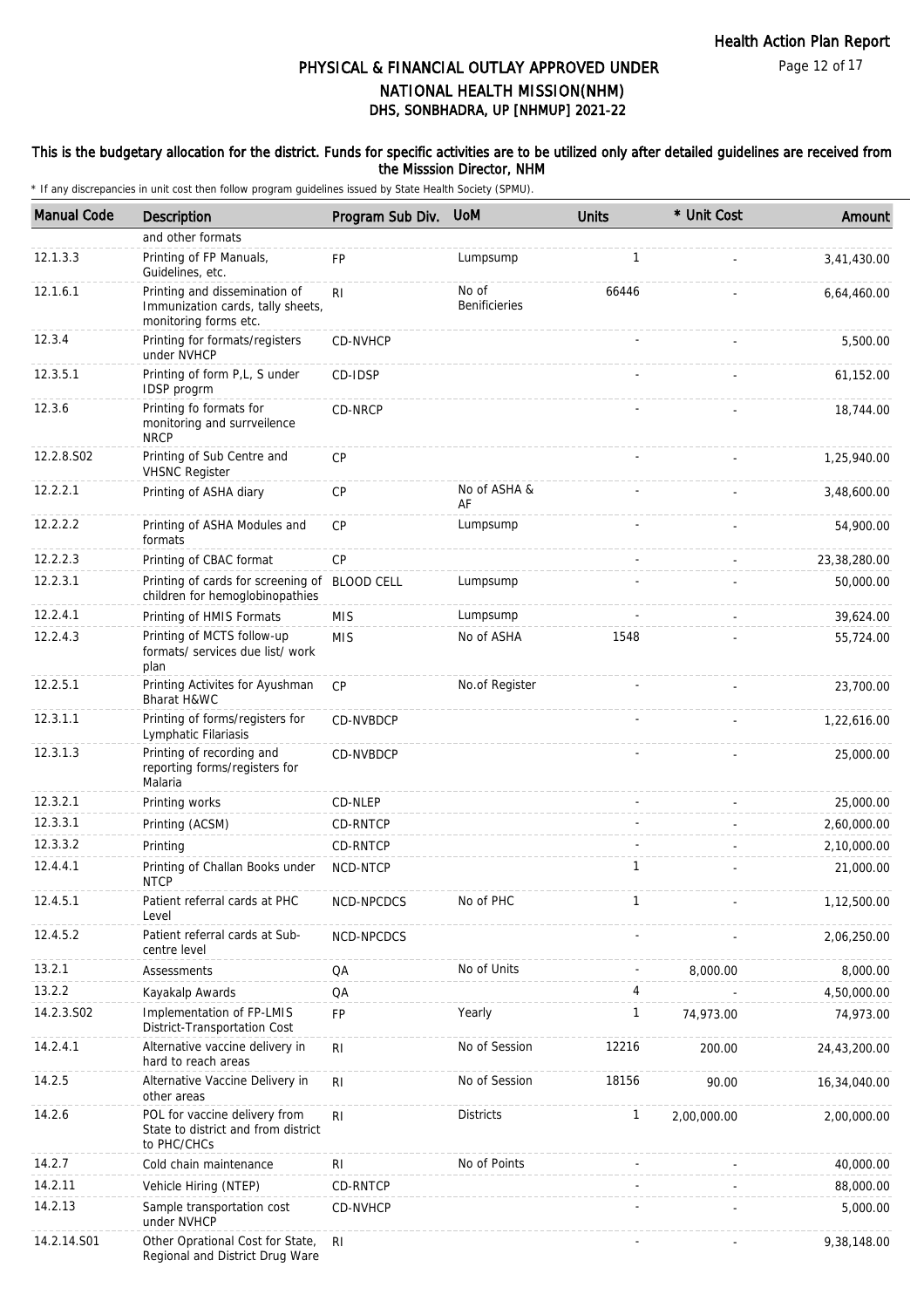# PHYSICAL & FINANCIAL OUTLAY APPROVED UNDER NATIONAL HEALTH MISSION(NHM)
## DHS, SONBHADRA, UP [NHMUP] 2021-22

**This is the budgetary allocation for the district. Funds for specific activities are to be utilized only after detailed guidelines are received from the Misssion Director, NHM**

\* If any discrepancies in unit cost then follow program guidelines issued by State Health Society (SPMU).

| Manual Code | Description | Program Sub Div. | UoM | Units | * Unit Cost | Amount |
|---|---|---|---|---|---|---|
| | and other formats | | | | | |
| 12.1.3.3 | Printing of FP Manuals, Guidelines, etc. | FP | Lumpsump | 1 | - | 3,41,430.00 |
| 12.1.6.1 | Printing and dissemination of Immunization cards, tally sheets, monitoring forms etc. | RI | No of Benificieries | 66446 | - | 6,64,460.00 |
| 12.3.4 | Printing for formats/registers under NVHCP | CD-NVHCP | | - | - | 5,500.00 |
| 12.3.5.1 | Printing of form P,L, S under IDSP progrm | CD-IDSP | | - | - | 61,152.00 |
| 12.3.6 | Printing fo formats for monitoring and surrveilence NRCP | CD-NRCP | | - | - | 18,744.00 |
| 12.2.8.S02 | Printing of Sub Centre and VHSNC Register | CP | | - | - | 1,25,940.00 |
| 12.2.2.1 | Printing of ASHA diary | CP | No of ASHA & AF | - | - | 3,48,600.00 |
| 12.2.2.2 | Printing of ASHA Modules and formats | CP | Lumpsump | - | - | 54,900.00 |
| 12.2.2.3 | Printing of CBAC format | CP | | - | - | 23,38,280.00 |
| 12.2.3.1 | Printing of cards for screening of children for hemoglobinopathies | BLOOD CELL | Lumpsump | - | - | 50,000.00 |
| 12.2.4.1 | Printing of HMIS Formats | MIS | Lumpsump | - | - | 39,624.00 |
| 12.2.4.3 | Printing of MCTS follow-up formats/ services due list/ work plan | MIS | No of ASHA | 1548 | - | 55,724.00 |
| 12.2.5.1 | Printing Activites for Ayushman Bharat H&WC | CP | No.of Register | - | - | 23,700.00 |
| 12.3.1.1 | Printing of forms/registers for Lymphatic Filariasis | CD-NVBDCP | | - | - | 1,22,616.00 |
| 12.3.1.3 | Printing of recording and reporting forms/registers for Malaria | CD-NVBDCP | | - | - | 25,000.00 |
| 12.3.2.1 | Printing works | CD-NLEP | | - | - | 25,000.00 |
| 12.3.3.1 | Printing (ACSM) | CD-RNTCP | | - | - | 2,60,000.00 |
| 12.3.3.2 | Printing | CD-RNTCP | | - | - | 2,10,000.00 |
| 12.4.4.1 | Printing of Challan Books under NTCP | NCD-NTCP | | 1 | - | 21,000.00 |
| 12.4.5.1 | Patient referral cards at PHC Level | NCD-NPCDCS | No of PHC | 1 | - | 1,12,500.00 |
| 12.4.5.2 | Patient referral cards at Sub-centre level | NCD-NPCDCS | | - | - | 2,06,250.00 |
| 13.2.1 | Assessments | QA | No of Units | - | 8,000.00 | 8,000.00 |
| 13.2.2 | Kayakalp Awards | QA | | 4 | - | 4,50,000.00 |
| 14.2.3.S02 | Implementation of FP-LMIS District-Transportation Cost | FP | Yearly | 1 | 74,973.00 | 74,973.00 |
| 14.2.4.1 | Alternative vaccine delivery in hard to reach areas | RI | No of Session | 12216 | 200.00 | 24,43,200.00 |
| 14.2.5 | Alternative Vaccine Delivery in other areas | RI | No of Session | 18156 | 90.00 | 16,34,040.00 |
| 14.2.6 | POL for vaccine delivery from State to district and from district to PHC/CHCs | RI | Districts | 1 | 2,00,000.00 | 2,00,000.00 |
| 14.2.7 | Cold chain maintenance | RI | No of Points | - | - | 40,000.00 |
| 14.2.11 | Vehicle Hiring (NTEP) | CD-RNTCP | | - | - | 88,000.00 |
| 14.2.13 | Sample transportation cost under NVHCP | CD-NVHCP | | - | - | 5,000.00 |
| 14.2.14.S01 | Other Oprational Cost for State, Regional and District Drug Ware | RI | | - | - | 9,38,148.00 |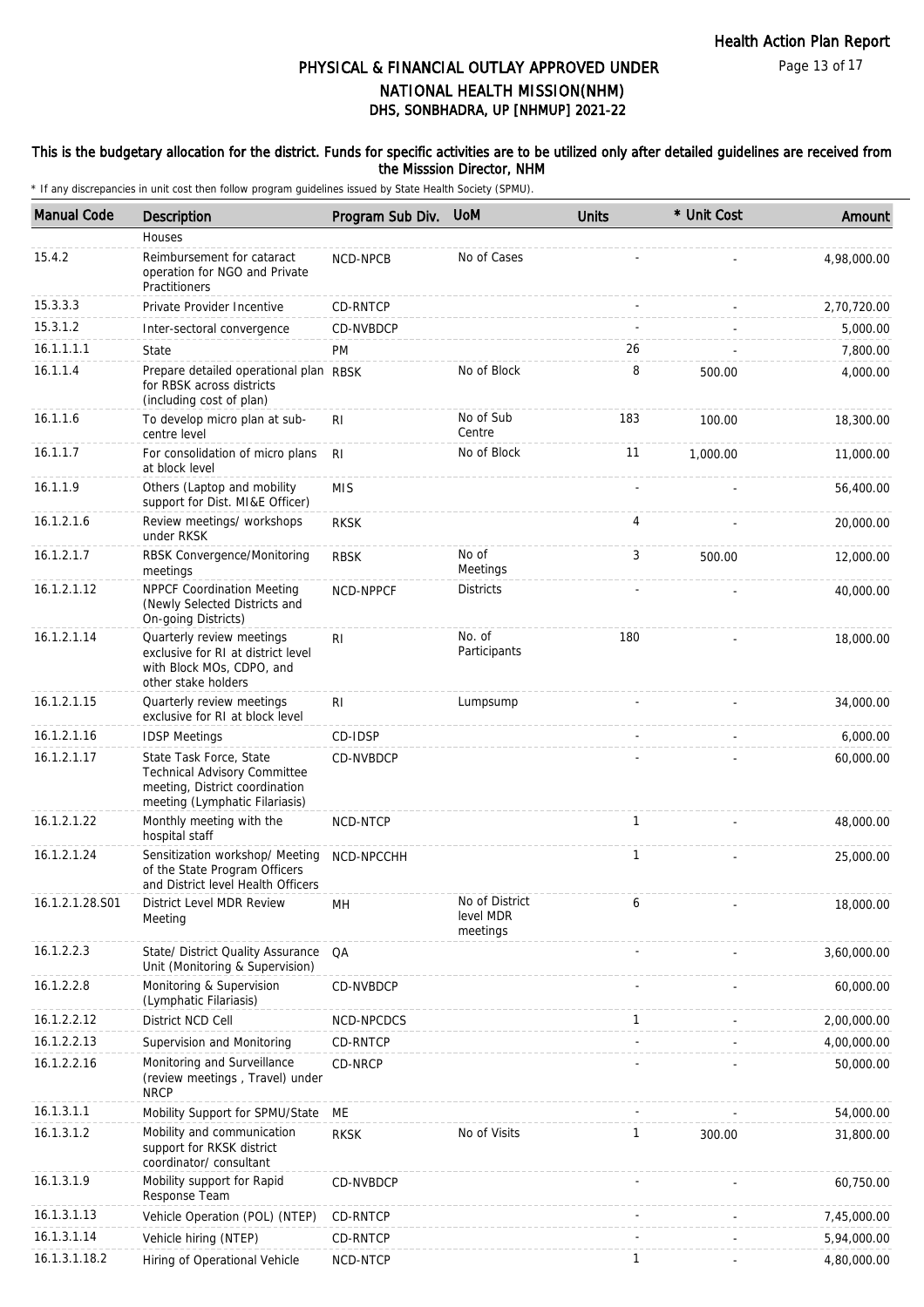# PHYSICAL & FINANCIAL OUTLAY APPROVED UNDER NATIONAL HEALTH MISSION(NHM)

## DHS, SONBHADRA, UP [NHMUP] 2021-22

**This is the budgetary allocation for the district. Funds for specific activities are to be utilized only after detailed guidelines are received from the Misssion Director, NHM**

\* If any discrepancies in unit cost then follow program guidelines issued by State Health Society (SPMU).

| Manual Code | Description | Program Sub Div. | UoM | Units | * Unit Cost | Amount |
|---|---|---|---|---|---|---|
| | Houses | | | | | |
| 15.4.2 | Reimbursement for cataract operation for NGO and Private Practitioners | NCD-NPCB | No of Cases | - | - | 4,98,000.00 |
| 15.3.3.3 | Private Provider Incentive | CD-RNTCP | | - | - | 2,70,720.00 |
| 15.3.1.2 | Inter-sectoral convergence | CD-NVBDCP | | - | - | 5,000.00 |
| 16.1.1.1.1 | State | PM | | 26 | - | 7,800.00 |
| 16.1.1.4 | Prepare detailed operational plan for RBSK across districts (including cost of plan) | RBSK | No of Block | 8 | 500.00 | 4,000.00 |
| 16.1.1.6 | To develop micro plan at sub-centre level | RI | No of Sub Centre | 183 | 100.00 | 18,300.00 |
| 16.1.1.7 | For consolidation of micro plans at block level | RI | No of Block | 11 | 1,000.00 | 11,000.00 |
| 16.1.1.9 | Others (Laptop and mobility support for Dist. MI&E Officer) | MIS | | - | - | 56,400.00 |
| 16.1.2.1.6 | Review meetings/ workshops under RKSK | RKSK | | 4 | - | 20,000.00 |
| 16.1.2.1.7 | RBSK Convergence/Monitoring meetings | RBSK | No of Meetings | 3 | 500.00 | 12,000.00 |
| 16.1.2.1.12 | NPPCF Coordination Meeting (Newly Selected Districts and On-going Districts) | NCD-NPPCF | Districts | - | - | 40,000.00 |
| 16.1.2.1.14 | Quarterly review meetings exclusive for RI at district level with Block MOs, CDPO, and other stake holders | RI | No. of Participants | 180 | - | 18,000.00 |
| 16.1.2.1.15 | Quarterly review meetings exclusive for RI at block level | RI | Lumpsump | - | - | 34,000.00 |
| 16.1.2.1.16 | IDSP Meetings | CD-IDSP | | - | - | 6,000.00 |
| 16.1.2.1.17 | State Task Force, State Technical Advisory Committee meeting, District coordination meeting (Lymphatic Filariasis) | CD-NVBDCP | | - | - | 60,000.00 |
| 16.1.2.1.22 | Monthly meeting with the hospital staff | NCD-NTCP | | 1 | - | 48,000.00 |
| 16.1.2.1.24 | Sensitization workshop/ Meeting of the State Program Officers and District level Health Officers | NCD-NPCCHH | | 1 | - | 25,000.00 |
| 16.1.2.1.28.S01 | District Level MDR Review Meeting | MH | No of District level MDR meetings | 6 | - | 18,000.00 |
| 16.1.2.2.3 | State/ District Quality Assurance Unit (Monitoring & Supervision) | QA | | - | - | 3,60,000.00 |
| 16.1.2.2.8 | Monitoring & Supervision (Lymphatic Filariasis) | CD-NVBDCP | | - | - | 60,000.00 |
| 16.1.2.2.12 | District NCD Cell | NCD-NPCDCS | | 1 | - | 2,00,000.00 |
| 16.1.2.2.13 | Supervision and Monitoring | CD-RNTCP | | - | - | 4,00,000.00 |
| 16.1.2.2.16 | Monitoring and Surveillance (review meetings , Travel) under NRCP | CD-NRCP | | - | - | 50,000.00 |
| 16.1.3.1.1 | Mobility Support for SPMU/State | ME | | - | - | 54,000.00 |
| 16.1.3.1.2 | Mobility and communication support for RKSK district coordinator/ consultant | RKSK | No of Visits | 1 | 300.00 | 31,800.00 |
| 16.1.3.1.9 | Mobility support for Rapid Response Team | CD-NVBDCP | | - | - | 60,750.00 |
| 16.1.3.1.13 | Vehicle Operation (POL) (NTEP) | CD-RNTCP | | - | - | 7,45,000.00 |
| 16.1.3.1.14 | Vehicle hiring (NTEP) | CD-RNTCP | | - | - | 5,94,000.00 |
| 16.1.3.1.18.2 | Hiring of Operational Vehicle | NCD-NTCP | | 1 | - | 4,80,000.00 |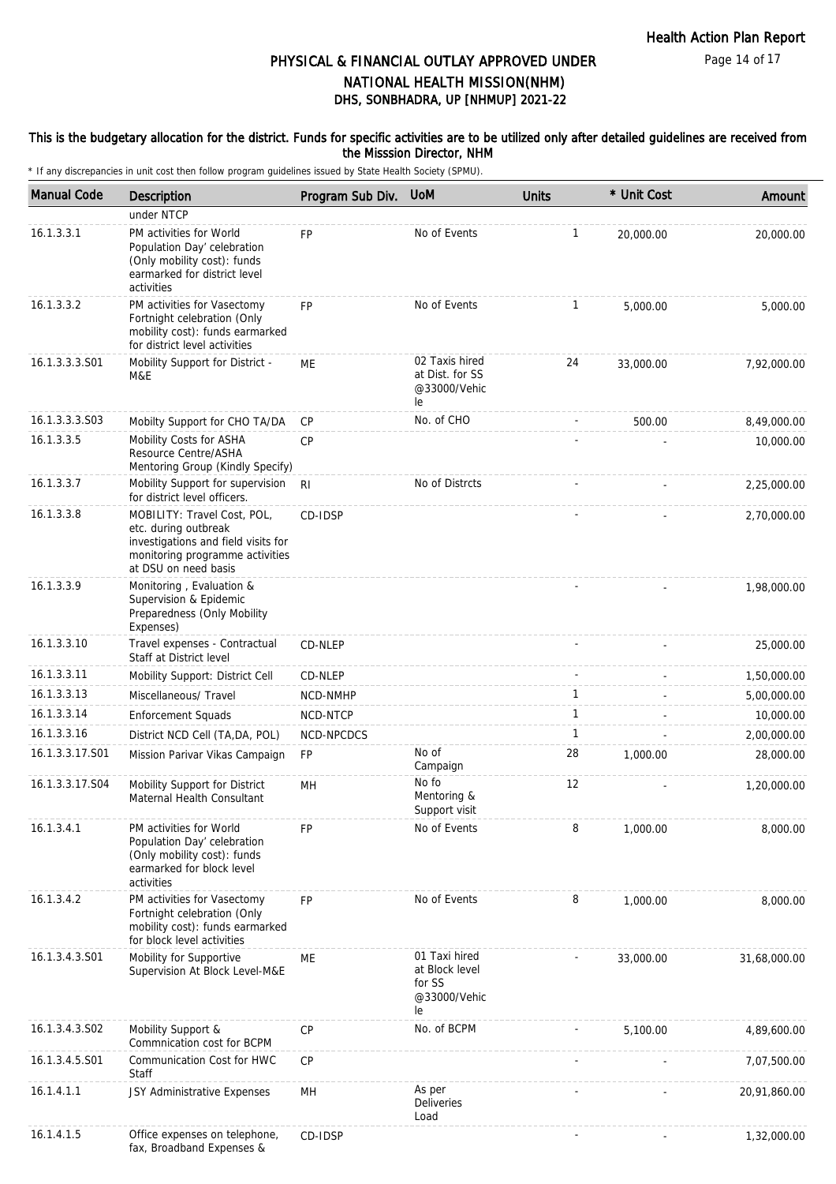# PHYSICAL & FINANCIAL OUTLAY APPROVED UNDER NATIONAL HEALTH MISSION(NHM)

## DHS, SONBHADRA, UP [NHMUP] 2021-22

**This is the budgetary allocation for the district. Funds for specific activities are to be utilized only after detailed guidelines are received from the Misssion Director, NHM**

\* If any discrepancies in unit cost then follow program guidelines issued by State Health Society (SPMU).

| Manual Code | Description | Program Sub Div. | UoM | Units | * Unit Cost | Amount |
|---|---|---|---|---|---|---|
| | under NTCP | | | | | |
| 16.1.3.3.1 | PM activities for World Population Day' celebration (Only mobility cost): funds earmarked for district level activities | FP | No of Events | 1 | 20,000.00 | 20,000.00 |
| 16.1.3.3.2 | PM activities for Vasectomy Fortnight celebration (Only mobility cost): funds earmarked for district level activities | FP | No of Events | 1 | 5,000.00 | 5,000.00 |
| 16.1.3.3.3.S01 | Mobility Support for District - M&E | ME | 02 Taxis hired at Dist. for SS @33000/Vehicle | 24 | 33,000.00 | 7,92,000.00 |
| 16.1.3.3.3.S03 | Mobilty Support for CHO TA/DA | CP | No. of CHO | - | 500.00 | 8,49,000.00 |
| 16.1.3.3.5 | Mobility Costs for ASHA Resource Centre/ASHA Mentoring Group (Kindly Specify) | CP | | - | - | 10,000.00 |
| 16.1.3.3.7 | Mobility Support for supervision for district level officers. | RI | No of Distrcts | - | - | 2,25,000.00 |
| 16.1.3.3.8 | MOBILITY: Travel Cost, POL, etc. during outbreak investigations and field visits for monitoring programme activities at DSU on need basis | CD-IDSP | | - | - | 2,70,000.00 |
| 16.1.3.3.9 | Monitoring , Evaluation & Supervision & Epidemic Preparedness (Only Mobility Expenses) | | | - | - | 1,98,000.00 |
| 16.1.3.3.10 | Travel expenses - Contractual Staff at District level | CD-NLEP | | - | - | 25,000.00 |
| 16.1.3.3.11 | Mobility Support: District Cell | CD-NLEP | | - | - | 1,50,000.00 |
| 16.1.3.3.13 | Miscellaneous/ Travel | NCD-NMHP | | 1 | - | 5,00,000.00 |
| 16.1.3.3.14 | Enforcement Squads | NCD-NTCP | | 1 | - | 10,000.00 |
| 16.1.3.3.16 | District NCD Cell (TA,DA, POL) | NCD-NPCDCS | | 1 | - | 2,00,000.00 |
| 16.1.3.3.17.S01 | Mission Parivar Vikas Campaign | FP | No of Campaign | 28 | 1,000.00 | 28,000.00 |
| 16.1.3.3.17.S04 | Mobility Support for District Maternal Health Consultant | MH | No fo Mentoring & Support visit | 12 | - | 1,20,000.00 |
| 16.1.3.4.1 | PM activities for World Population Day' celebration (Only mobility cost): funds earmarked for block level activities | FP | No of Events | 8 | 1,000.00 | 8,000.00 |
| 16.1.3.4.2 | PM activities for Vasectomy Fortnight celebration (Only mobility cost): funds earmarked for block level activities | FP | No of Events | 8 | 1,000.00 | 8,000.00 |
| 16.1.3.4.3.S01 | Mobility for Supportive Supervision At Block Level-M&E | ME | 01 Taxi hired at Block level for SS @33000/Vehicle | - | 33,000.00 | 31,68,000.00 |
| 16.1.3.4.3.S02 | Mobility Support & Commnication cost for BCPM | CP | No. of BCPM | - | 5,100.00 | 4,89,600.00 |
| 16.1.3.4.5.S01 | Communication Cost for HWC Staff | CP | | - | - | 7,07,500.00 |
| 16.1.4.1.1 | JSY Administrative Expenses | MH | As per Deliveries Load | - | - | 20,91,860.00 |
| 16.1.4.1.5 | Office expenses on telephone, fax, Broadband Expenses & | CD-IDSP | | - | - | 1,32,000.00 |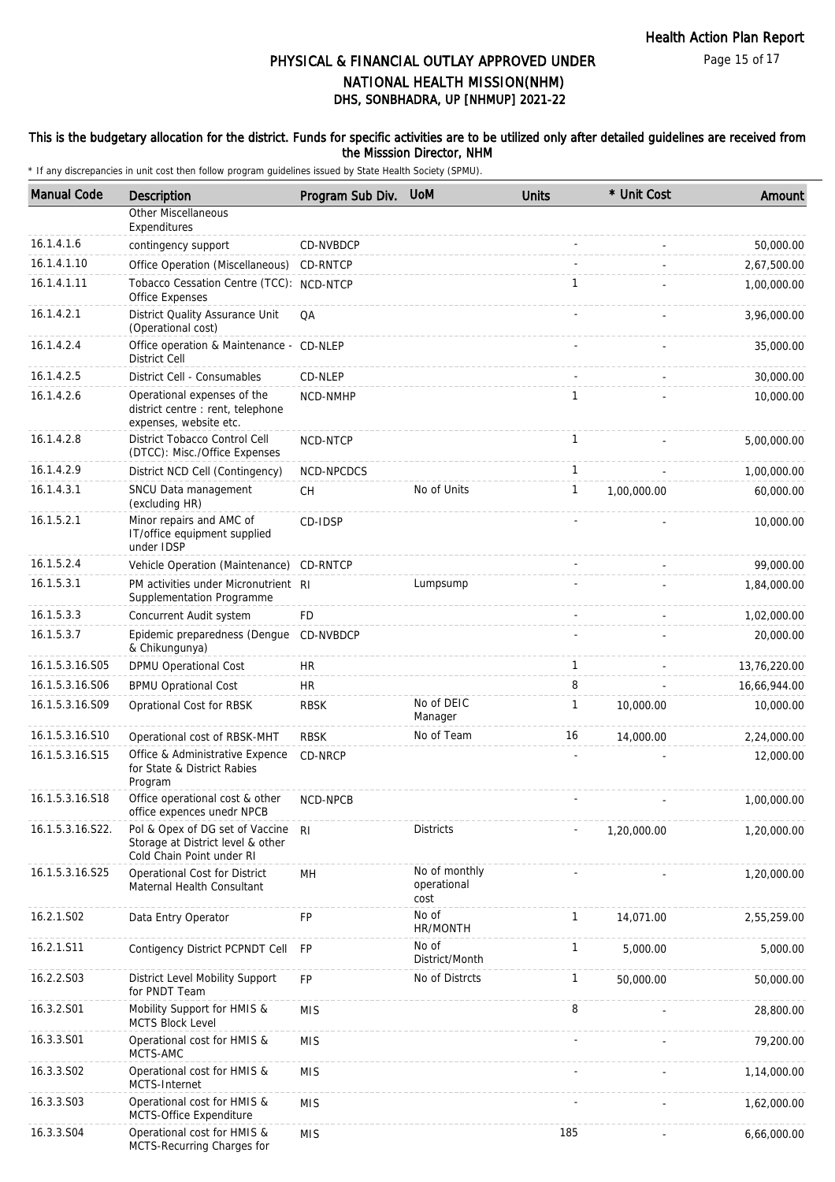# PHYSICAL & FINANCIAL OUTLAY APPROVED UNDER NATIONAL HEALTH MISSION(NHM)
## DHS, SONBHADRA, UP [NHMUP] 2021-22

**This is the budgetary allocation for the district. Funds for specific activities are to be utilized only after detailed guidelines are received from the Misssion Director, NHM**

\* If any discrepancies in unit cost then follow program guidelines issued by State Health Society (SPMU).

| Manual Code | Description | Program Sub Div. | UoM | Units | * Unit Cost | Amount |
|---|---|---|---|---|---|---|
| | Other Miscellaneous Expenditures | | | | | |
| 16.1.4.1.6 | contingency support | CD-NVBDCP | | - | - | 50,000.00 |
| 16.1.4.1.10 | Office Operation (Miscellaneous) | CD-RNTCP | | - | - | 2,67,500.00 |
| 16.1.4.1.11 | Tobacco Cessation Centre (TCC): Office Expenses | NCD-NTCP | | 1 | - | 1,00,000.00 |
| 16.1.4.2.1 | District Quality Assurance Unit (Operational cost) | QA | | - | - | 3,96,000.00 |
| 16.1.4.2.4 | Office operation & Maintenance - District Cell | CD-NLEP | | - | - | 35,000.00 |
| 16.1.4.2.5 | District Cell - Consumables | CD-NLEP | | - | - | 30,000.00 |
| 16.1.4.2.6 | Operational expenses of the district centre : rent, telephone expenses, website etc. | NCD-NMHP | | 1 | - | 10,000.00 |
| 16.1.4.2.8 | District Tobacco Control Cell (DTCC): Misc./Office Expenses | NCD-NTCP | | 1 | - | 5,00,000.00 |
| 16.1.4.2.9 | District NCD Cell (Contingency) | NCD-NPCDCS | | 1 | - | 1,00,000.00 |
| 16.1.4.3.1 | SNCU Data management (excluding HR) | CH | No of Units | 1 | 1,00,000.00 | 60,000.00 |
| 16.1.5.2.1 | Minor repairs and AMC of IT/office equipment supplied under IDSP | CD-IDSP | | - | - | 10,000.00 |
| 16.1.5.2.4 | Vehicle Operation (Maintenance) | CD-RNTCP | | - | - | 99,000.00 |
| 16.1.5.3.1 | PM activities under Micronutrient Supplementation Programme | RI | Lumpsump | - | - | 1,84,000.00 |
| 16.1.5.3.3 | Concurrent Audit system | FD | | - | - | 1,02,000.00 |
| 16.1.5.3.7 | Epidemic preparedness (Dengue & Chikungunya) | CD-NVBDCP | | - | - | 20,000.00 |
| 16.1.5.3.16.S05 | DPMU Operational Cost | HR | | 1 | - | 13,76,220.00 |
| 16.1.5.3.16.S06 | BPMU Oprational Cost | HR | | 8 | - | 16,66,944.00 |
| 16.1.5.3.16.S09 | Oprational Cost for RBSK | RBSK | No of DEIC Manager | 1 | 10,000.00 | 10,000.00 |
| 16.1.5.3.16.S10 | Operational cost of RBSK-MHT | RBSK | No of Team | 16 | 14,000.00 | 2,24,000.00 |
| 16.1.5.3.16.S15 | Office & Administrative Expence for State & District Rabies Program | CD-NRCP | | - | - | 12,000.00 |
| 16.1.5.3.16.S18 | Office operational cost & other office expences unedr NPCB | NCD-NPCB | | - | - | 1,00,000.00 |
| 16.1.5.3.16.S22. | Pol & Opex of DG set of Vaccine Storage at District level & other Cold Chain Point under RI | RI | Districts | - | 1,20,000.00 | 1,20,000.00 |
| 16.1.5.3.16.S25 | Operational Cost for District Maternal Health Consultant | MH | No of monthly operational cost | - | - | 1,20,000.00 |
| 16.2.1.S02 | Data Entry Operator | FP | No of HR/MONTH | 1 | 14,071.00 | 2,55,259.00 |
| 16.2.1.S11 | Contigency District PCPNDT Cell | FP | No of District/Month | 1 | 5,000.00 | 5,000.00 |
| 16.2.2.S03 | District Level Mobility Support for PNDT Team | FP | No of Distrcts | 1 | 50,000.00 | 50,000.00 |
| 16.3.2.S01 | Mobility Support for HMIS & MCTS Block Level | MIS | | 8 | - | 28,800.00 |
| 16.3.3.S01 | Operational cost for HMIS & MCTS-AMC | MIS | | - | - | 79,200.00 |
| 16.3.3.S02 | Operational cost for HMIS & MCTS-Internet | MIS | | - | - | 1,14,000.00 |
| 16.3.3.S03 | Operational cost for HMIS & MCTS-Office Expenditure | MIS | | - | - | 1,62,000.00 |
| 16.3.3.S04 | Operational cost for HMIS & MCTS-Recurring Charges for | MIS | | 185 | - | 6,66,000.00 |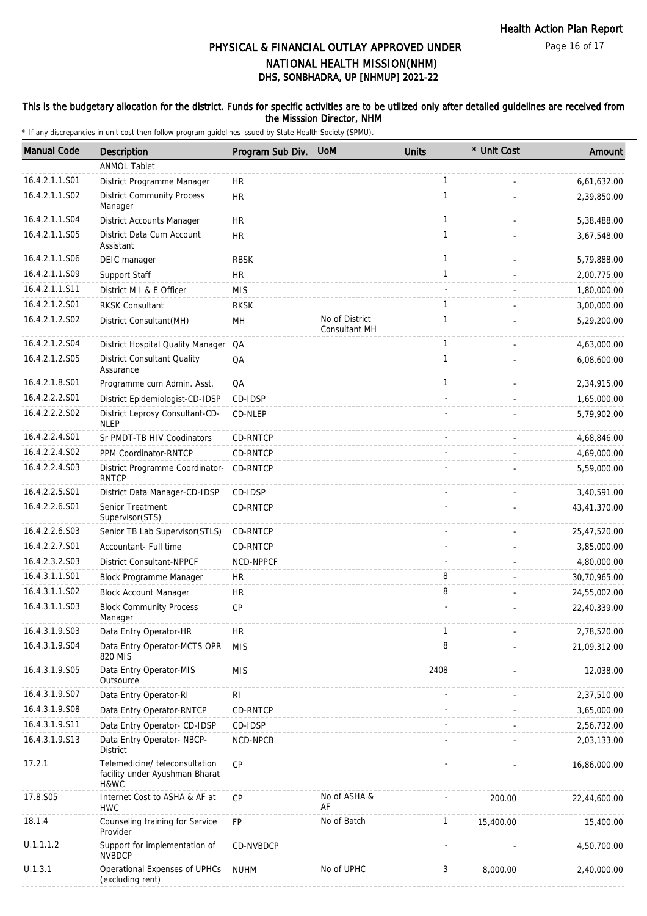This is the budgetary allocation for the district. Funds for specific activities are to be utilized only after detailed guidelines are received from the Misssion Director, NHM

\* If any discrepancies in unit cost then follow program guidelines issued by State Health Society (SPMU).

| Manual Code | Description | Program Sub Div. | UoM | Units | * Unit Cost | Amount |
|---|---|---|---|---|---|---|
| | ANMOL Tablet | | | | | |
| 16.4.2.1.1.S01 | District Programme Manager | HR | | 1 | - | 6,61,632.00 |
| 16.4.2.1.1.S02 | District Community Process Manager | HR | | 1 | - | 2,39,850.00 |
| 16.4.2.1.1.S04 | District Accounts Manager | HR | | 1 | - | 5,38,488.00 |
| 16.4.2.1.1.S05 | District Data Cum Account Assistant | HR | | 1 | - | 3,67,548.00 |
| 16.4.2.1.1.S06 | DEIC manager | RBSK | | 1 | - | 5,79,888.00 |
| 16.4.2.1.1.S09 | Support Staff | HR | | 1 | - | 2,00,775.00 |
| 16.4.2.1.1.S11 | District M I & E Officer | MIS | | - | - | 1,80,000.00 |
| 16.4.2.1.2.S01 | RKSK Consultant | RKSK | | 1 | - | 3,00,000.00 |
| 16.4.2.1.2.S02 | District Consultant(MH) | MH | No of District Consultant MH | 1 | - | 5,29,200.00 |
| 16.4.2.1.2.S04 | District Hospital Quality Manager | QA | | 1 | - | 4,63,000.00 |
| 16.4.2.1.2.S05 | District Consultant Quality Assurance | QA | | 1 | - | 6,08,600.00 |
| 16.4.2.1.8.S01 | Programme cum Admin. Asst. | QA | | 1 | - | 2,34,915.00 |
| 16.4.2.2.2.S01 | District Epidemiologist-CD-IDSP | CD-IDSP | | - | - | 1,65,000.00 |
| 16.4.2.2.2.S02 | District Leprosy Consultant-CD-NLEP | CD-NLEP | | - | - | 5,79,902.00 |
| 16.4.2.2.4.S01 | Sr PMDT-TB HIV Coodinators | CD-RNTCP | | - | - | 4,68,846.00 |
| 16.4.2.2.4.S02 | PPM Coordinator-RNTCP | CD-RNTCP | | - | - | 4,69,000.00 |
| 16.4.2.2.4.S03 | District Programme Coordinator-RNTCP | CD-RNTCP | | - | - | 5,59,000.00 |
| 16.4.2.2.5.S01 | District Data Manager-CD-IDSP | CD-IDSP | | - | - | 3,40,591.00 |
| 16.4.2.2.6.S01 | Senior Treatment Supervisor(STS) | CD-RNTCP | | - | - | 43,41,370.00 |
| 16.4.2.2.6.S03 | Senior TB Lab Supervisor(STLS) | CD-RNTCP | | - | - | 25,47,520.00 |
| 16.4.2.2.7.S01 | Accountant- Full time | CD-RNTCP | | - | - | 3,85,000.00 |
| 16.4.2.3.2.S03 | District Consultant-NPPCF | NCD-NPPCF | | - | - | 4,80,000.00 |
| 16.4.3.1.1.S01 | Block Programme Manager | HR | | 8 | - | 30,70,965.00 |
| 16.4.3.1.1.S02 | Block Account Manager | HR | | 8 | - | 24,55,002.00 |
| 16.4.3.1.1.S03 | Block Community Process Manager | CP | | - | - | 22,40,339.00 |
| 16.4.3.1.9.S03 | Data Entry Operator-HR | HR | | 1 | - | 2,78,520.00 |
| 16.4.3.1.9.S04 | Data Entry Operator-MCTS OPR 820 MIS | MIS | | 8 | - | 21,09,312.00 |
| 16.4.3.1.9.S05 | Data Entry Operator-MIS Outsource | MIS | | 2408 | - | 12,038.00 |
| 16.4.3.1.9.S07 | Data Entry Operator-RI | RI | | - | - | 2,37,510.00 |
| 16.4.3.1.9.S08 | Data Entry Operator-RNTCP | CD-RNTCP | | - | - | 3,65,000.00 |
| 16.4.3.1.9.S11 | Data Entry Operator- CD-IDSP | CD-IDSP | | - | - | 2,56,732.00 |
| 16.4.3.1.9.S13 | Data Entry Operator- NBCP-District | NCD-NPCB | | - | - | 2,03,133.00 |
| 17.2.1 | Telemedicine/ teleconsultation facility under Ayushman Bharat H&WC | CP | | - | - | 16,86,000.00 |
| 17.8.S05 | Internet Cost to ASHA & AF at HWC | CP | No of ASHA & AF | - | 200.00 | 22,44,600.00 |
| 18.1.4 | Counseling training for Service Provider | FP | No of Batch | 1 | 15,400.00 | 15,400.00 |
| U.1.1.1.2 | Support for implementation of NVBDCP | CD-NVBDCP | | - | - | 4,50,700.00 |
| U.1.3.1 | Operational Expenses of UPHCs (excluding rent) | NUHM | No of UPHC | 3 | 8,000.00 | 2,40,000.00 |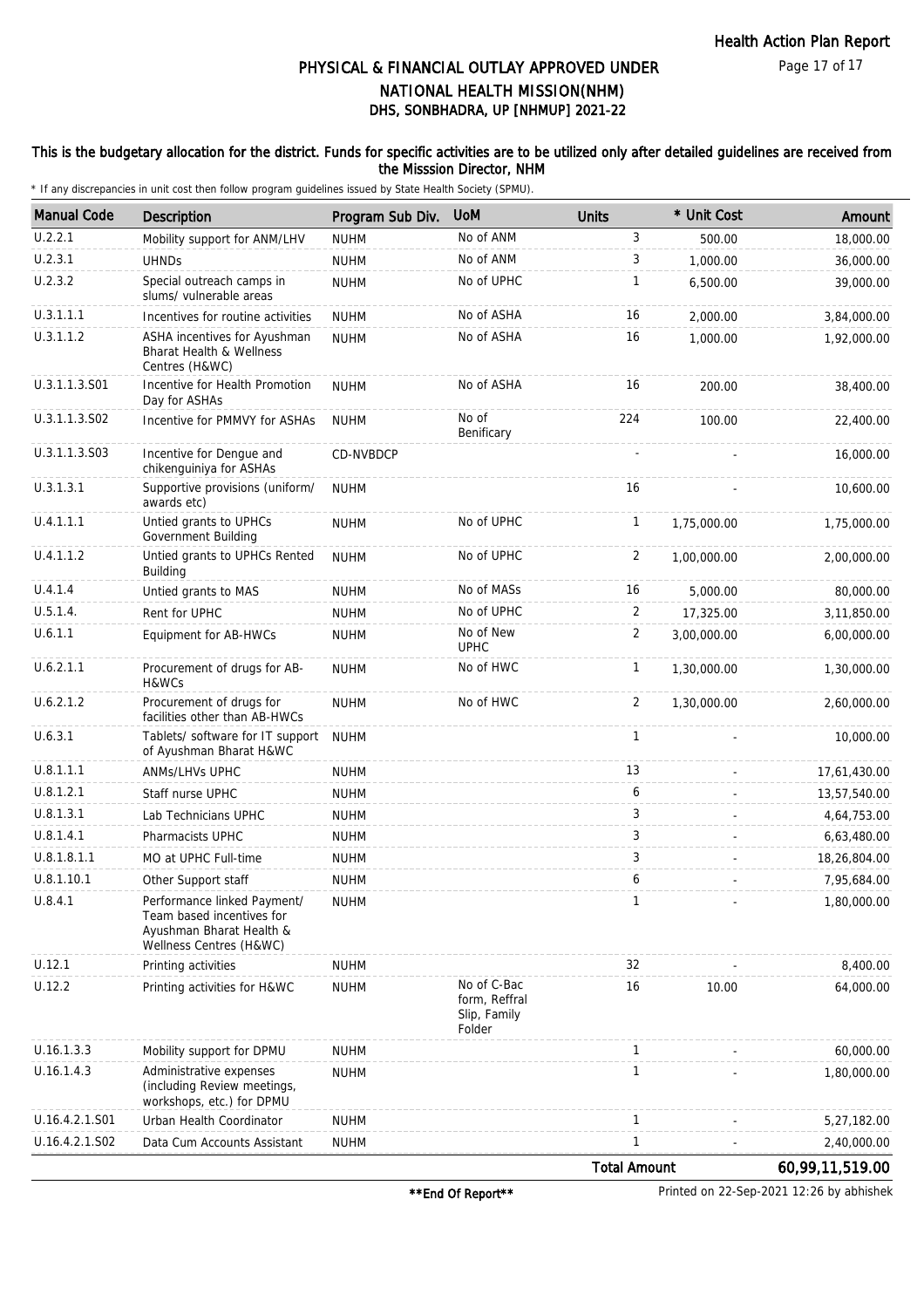Health Action Plan Report

# PHYSICAL & FINANCIAL OUTLAY APPROVED UNDER NATIONAL HEALTH MISSION(NHM)

## DHS, SONBHADRA, UP [NHMUP] 2021-22

**This is the budgetary allocation for the district. Funds for specific activities are to be utilized only after detailed guidelines are received from the Misssion Director, NHM**

* If any discrepancies in unit cost then follow program guidelines issued by State Health Society (SPMU).

| Manual Code | Description | Program Sub Div. | UoM | Units | * Unit Cost | Amount |
|---|---|---|---|---|---|---|
| U.2.2.1 | Mobility support for ANM/LHV | NUHM | No of ANM | 3 | 500.00 | 18,000.00 |
| U.2.3.1 | UHNDs | NUHM | No of ANM | 3 | 1,000.00 | 36,000.00 |
| U.2.3.2 | Special outreach camps in slums/ vulnerable areas | NUHM | No of UPHC | 1 | 6,500.00 | 39,000.00 |
| U.3.1.1.1 | Incentives for routine activities | NUHM | No of ASHA | 16 | 2,000.00 | 3,84,000.00 |
| U.3.1.1.2 | ASHA incentives for Ayushman Bharat Health & Wellness Centres (H&WC) | NUHM | No of ASHA | 16 | 1,000.00 | 1,92,000.00 |
| U.3.1.1.3.S01 | Incentive for Health Promotion Day for ASHAs | NUHM | No of ASHA | 16 | 200.00 | 38,400.00 |
| U.3.1.1.3.S02 | Incentive for PMMVY for ASHAs | NUHM | No of Benificary | 224 | 100.00 | 22,400.00 |
| U.3.1.1.3.S03 | Incentive for Dengue and chikenguiniya for ASHAs | CD-NVBDCP | | - | - | 16,000.00 |
| U.3.1.3.1 | Supportive provisions (uniform/ awards etc) | NUHM | | 16 | - | 10,600.00 |
| U.4.1.1.1 | Untied grants to UPHCs Government Building | NUHM | No of UPHC | 1 | 1,75,000.00 | 1,75,000.00 |
| U.4.1.1.2 | Untied grants to UPHCs Rented Building | NUHM | No of UPHC | 2 | 1,00,000.00 | 2,00,000.00 |
| U.4.1.4 | Untied grants to MAS | NUHM | No of MASs | 16 | 5,000.00 | 80,000.00 |
| U.5.1.4. | Rent for UPHC | NUHM | No of UPHC | 2 | 17,325.00 | 3,11,850.00 |
| U.6.1.1 | Equipment for AB-HWCs | NUHM | No of New UPHC | 2 | 3,00,000.00 | 6,00,000.00 |
| U.6.2.1.1 | Procurement of drugs for AB-H&WCs | NUHM | No of HWC | 1 | 1,30,000.00 | 1,30,000.00 |
| U.6.2.1.2 | Procurement of drugs for facilities other than AB-HWCs | NUHM | No of HWC | 2 | 1,30,000.00 | 2,60,000.00 |
| U.6.3.1 | Tablets/ software for IT support of Ayushman Bharat H&WC | NUHM | | 1 | - | 10,000.00 |
| U.8.1.1.1 | ANMs/LHVs UPHC | NUHM | | 13 | - | 17,61,430.00 |
| U.8.1.2.1 | Staff nurse UPHC | NUHM | | 6 | - | 13,57,540.00 |
| U.8.1.3.1 | Lab Technicians UPHC | NUHM | | 3 | - | 4,64,753.00 |
| U.8.1.4.1 | Pharmacists UPHC | NUHM | | 3 | - | 6,63,480.00 |
| U.8.1.8.1.1 | MO at UPHC Full-time | NUHM | | 3 | - | 18,26,804.00 |
| U.8.1.10.1 | Other Support staff | NUHM | | 6 | - | 7,95,684.00 |
| U.8.4.1 | Performance linked Payment/ Team based incentives for Ayushman Bharat Health & Wellness Centres (H&WC) | NUHM | | 1 | - | 1,80,000.00 |
| U.12.1 | Printing activities | NUHM | | 32 | - | 8,400.00 |
| U.12.2 | Printing activities for H&WC | NUHM | No of C-Bac form, Reffral Slip, Family Folder | 16 | 10.00 | 64,000.00 |
| U.16.1.3.3 | Mobility support for DPMU | NUHM | | 1 | - | 60,000.00 |
| U.16.1.4.3 | Administrative expenses (including Review meetings, workshops, etc.) for DPMU | NUHM | | 1 | - | 1,80,000.00 |
| U.16.4.2.1.S01 | Urban Health Coordinator | NUHM | | 1 | - | 5,27,182.00 |
| U.16.4.2.1.S02 | Data Cum Accounts Assistant | NUHM | | 1 | - | 2,40,000.00 |
| | | | | **Total Amount** | | **60,99,11,519.00** |

**End Of Report**

Printed on 22-Sep-2021 12:26 by abhishek